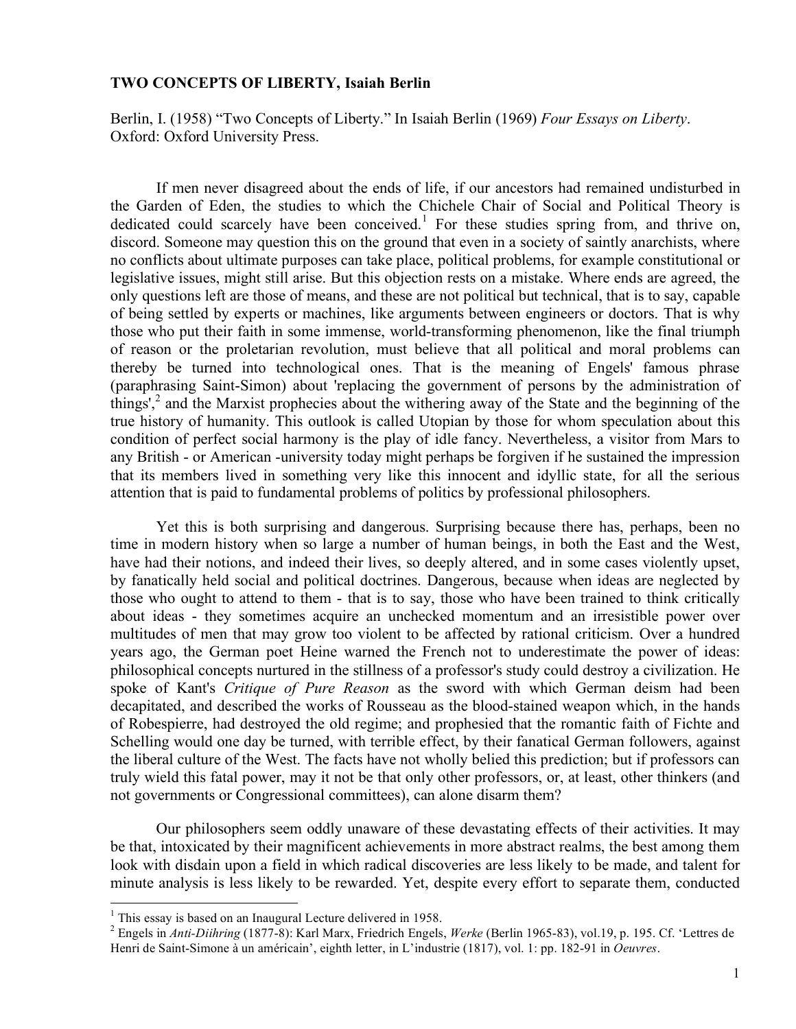**TWO CONCEPTS OF LIBERTY, Isaiah Berlin**

Berlin, I. (1958) "Two Concepts of Liberty." In Isaiah Berlin (1969) *Four Essays on Liberty*. Oxford: Oxford University Press.

If men never disagreed about the ends of life, if our ancestors had remained undisturbed in the Garden of Eden, the studies to which the Chichele Chair of Social and Political Theory is dedicated could scarcely have been conceived.[1] For these studies spring from, and thrive on, discord. Someone may question this on the ground that even in a society of saintly anarchists, where no conflicts about ultimate purposes can take place, political problems, for example constitutional or legislative issues, might still arise. But this objection rests on a mistake. Where ends are agreed, the only questions left are those of means, and these are not political but technical, that is to say, capable of being settled by experts or machines, like arguments between engineers or doctors. That is why those who put their faith in some immense, world-transforming phenomenon, like the final triumph of reason or the proletarian revolution, must believe that all political and moral problems can thereby be turned into technological ones. That is the meaning of Engels' famous phrase (paraphrasing Saint-Simon) about 'replacing the government of persons by the administration of things',[2] and the Marxist prophecies about the withering away of the State and the beginning of the true history of humanity. This outlook is called Utopian by those for whom speculation about this condition of perfect social harmony is the play of idle fancy. Nevertheless, a visitor from Mars to any British - or American -university today might perhaps be forgiven if he sustained the impression that its members lived in something very like this innocent and idyllic state, for all the serious attention that is paid to fundamental problems of politics by professional philosophers.

Yet this is both surprising and dangerous. Surprising because there has, perhaps, been no time in modern history when so large a number of human beings, in both the East and the West, have had their notions, and indeed their lives, so deeply altered, and in some cases violently upset, by fanatically held social and political doctrines. Dangerous, because when ideas are neglected by those who ought to attend to them - that is to say, those who have been trained to think critically about ideas - they sometimes acquire an unchecked momentum and an irresistible power over multitudes of men that may grow too violent to be affected by rational criticism. Over a hundred years ago, the German poet Heine warned the French not to underestimate the power of ideas: philosophical concepts nurtured in the stillness of a professor's study could destroy a civilization. He spoke of Kant's *Critique of Pure Reason* as the sword with which German deism had been decapitated, and described the works of Rousseau as the blood-stained weapon which, in the hands of Robespierre, had destroyed the old regime; and prophesied that the romantic faith of Fichte and Schelling would one day be turned, with terrible effect, by their fanatical German followers, against the liberal culture of the West. The facts have not wholly belied this prediction; but if professors can truly wield this fatal power, may it not be that only other professors, or, at least, other thinkers (and not governments or Congressional committees), can alone disarm them?

Our philosophers seem oddly unaware of these devastating effects of their activities. It may be that, intoxicated by their magnificent achievements in more abstract realms, the best among them look with disdain upon a field in which radical discoveries are less likely to be made, and talent for minute analysis is less likely to be rewarded. Yet, despite every effort to separate them, conducted

---

[1] This essay is based on an Inaugural Lecture delivered in 1958.

[2] Engels in *Anti-Dühring* (1877-8): Karl Marx, Friedrich Engels, *Werke* (Berlin 1965-83), vol.19, p. 195. Cf. 'Lettres de Henri de Saint-Simone à un américain', eighth letter, in L'industrie (1817), vol. 1: pp. 182-91 in *Oeuvres*.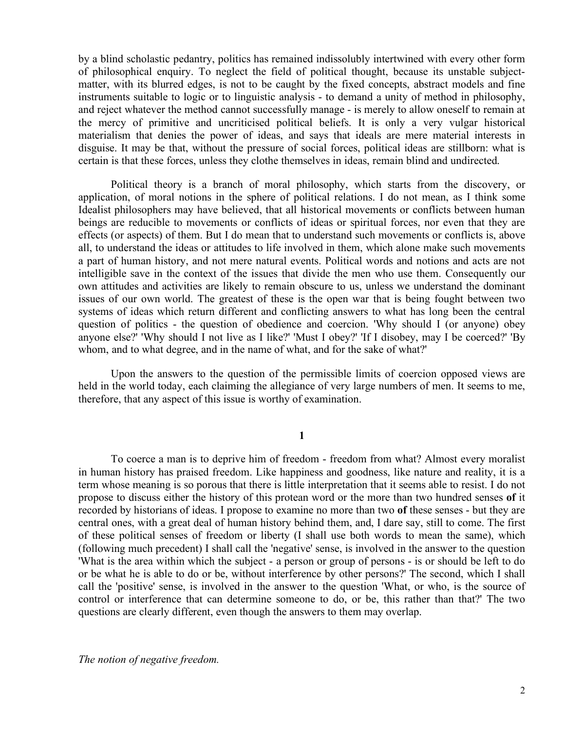by a blind scholastic pedantry, politics has remained indissolubly intertwined with every other form of philosophical enquiry. To neglect the field of political thought, because its unstable subject-matter, with its blurred edges, is not to be caught by the fixed concepts, abstract models and fine instruments suitable to logic or to linguistic analysis - to demand a unity of method in philosophy, and reject whatever the method cannot successfully manage - is merely to allow oneself to remain at the mercy of primitive and uncriticised political beliefs. It is only a very vulgar historical materialism that denies the power of ideas, and says that ideals are mere material interests in disguise. It may be that, without the pressure of social forces, political ideas are stillborn: what is certain is that these forces, unless they clothe themselves in ideas, remain blind and undirected.

Political theory is a branch of moral philosophy, which starts from the discovery, or application, of moral notions in the sphere of political relations. I do not mean, as I think some Idealist philosophers may have believed, that all historical movements or conflicts between human beings are reducible to movements or conflicts of ideas or spiritual forces, nor even that they are effects (or aspects) of them. But I do mean that to understand such movements or conflicts is, above all, to understand the ideas or attitudes to life involved in them, which alone make such movements a part of human history, and not mere natural events. Political words and notions and acts are not intelligible save in the context of the issues that divide the men who use them. Consequently our own attitudes and activities are likely to remain obscure to us, unless we understand the dominant issues of our own world. The greatest of these is the open war that is being fought between two systems of ideas which return different and conflicting answers to what has long been the central question of politics - the question of obedience and coercion. 'Why should I (or anyone) obey anyone else?' 'Why should I not live as I like?' 'Must I obey?' 'If I disobey, may I be coerced?' 'By whom, and to what degree, and in the name of what, and for the sake of what?'

Upon the answers to the question of the permissible limits of coercion opposed views are held in the world today, each claiming the allegiance of very large numbers of men. It seems to me, therefore, that any aspect of this issue is worthy of examination.

## 1

To coerce a man is to deprive him of freedom - freedom from what? Almost every moralist in human history has praised freedom. Like happiness and goodness, like nature and reality, it is a term whose meaning is so porous that there is little interpretation that it seems able to resist. I do not propose to discuss either the history of this protean word or the more than two hundred senses **of** it recorded by historians of ideas. I propose to examine no more than two **of** these senses - but they are central ones, with a great deal of human history behind them, and, I dare say, still to come. The first of these political senses of freedom or liberty (I shall use both words to mean the same), which (following much precedent) I shall call the 'negative' sense, is involved in the answer to the question 'What is the area within which the subject - a person or group of persons - is or should be left to do or be what he is able to do or be, without interference by other persons?' The second, which I shall call the 'positive' sense, is involved in the answer to the question 'What, or who, is the source of control or interference that can determine someone to do, or be, this rather than that?' The two questions are clearly different, even though the answers to them may overlap.

*The notion of negative freedom.*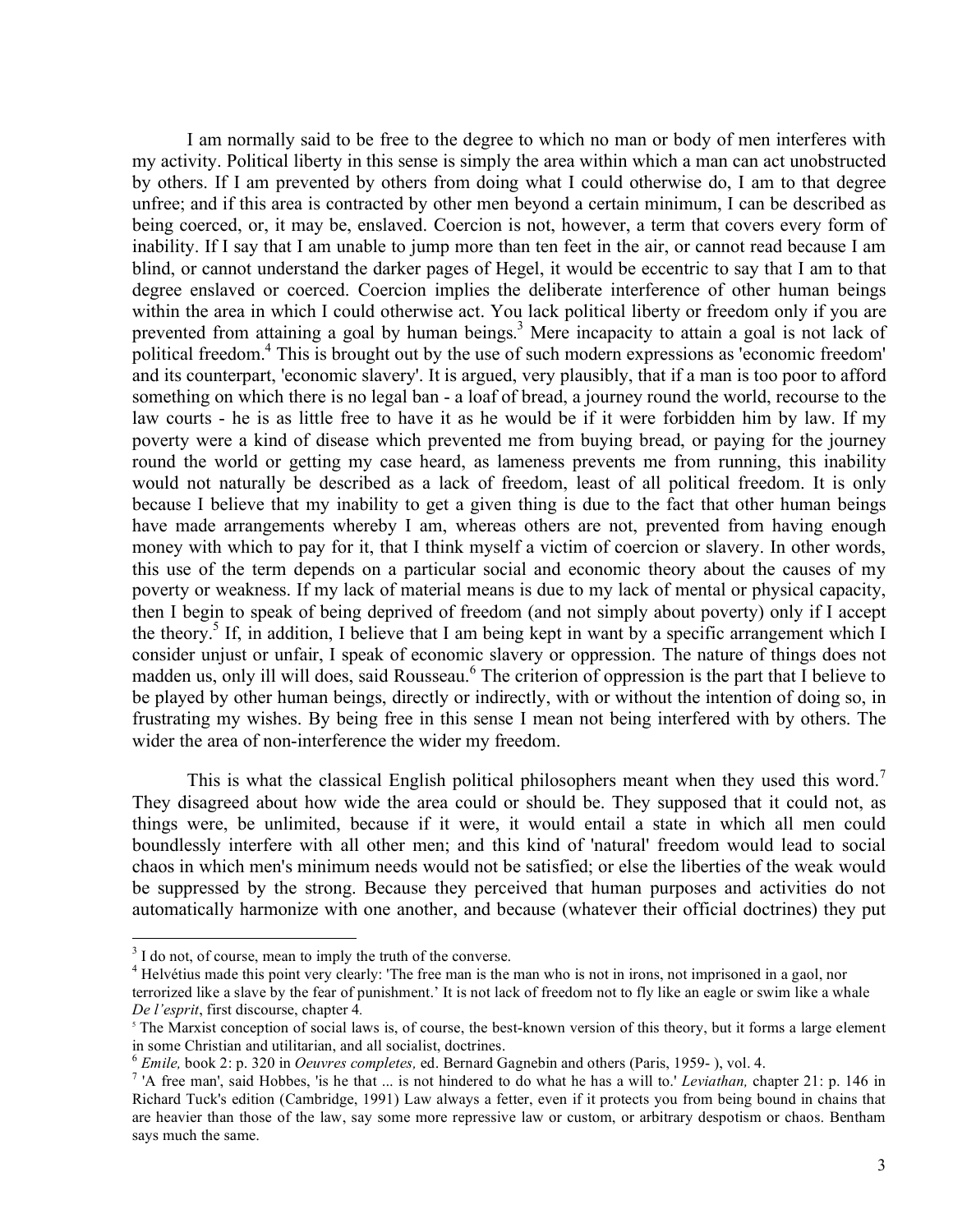I am normally said to be free to the degree to which no man or body of men interferes with my activity. Political liberty in this sense is simply the area within which a man can act unobstructed by others. If I am prevented by others from doing what I could otherwise do, I am to that degree unfree; and if this area is contracted by other men beyond a certain minimum, I can be described as being coerced, or, it may be, enslaved. Coercion is not, however, a term that covers every form of inability. If I say that I am unable to jump more than ten feet in the air, or cannot read because I am blind, or cannot understand the darker pages of Hegel, it would be eccentric to say that I am to that degree enslaved or coerced. Coercion implies the deliberate interference of other human beings within the area in which I could otherwise act. You lack political liberty or freedom only if you are prevented from attaining a goal by human beings.[3] Mere incapacity to attain a goal is not lack of political freedom.[4] This is brought out by the use of such modern expressions as 'economic freedom' and its counterpart, 'economic slavery'. It is argued, very plausibly, that if a man is too poor to afford something on which there is no legal ban - a loaf of bread, a journey round the world, recourse to the law courts - he is as little free to have it as he would be if it were forbidden him by law. If my poverty were a kind of disease which prevented me from buying bread, or paying for the journey round the world or getting my case heard, as lameness prevents me from running, this inability would not naturally be described as a lack of freedom, least of all political freedom. It is only because I believe that my inability to get a given thing is due to the fact that other human beings have made arrangements whereby I am, whereas others are not, prevented from having enough money with which to pay for it, that I think myself a victim of coercion or slavery. In other words, this use of the term depends on a particular social and economic theory about the causes of my poverty or weakness. If my lack of material means is due to my lack of mental or physical capacity, then I begin to speak of being deprived of freedom (and not simply about poverty) only if I accept the theory.[5] If, in addition, I believe that I am being kept in want by a specific arrangement which I consider unjust or unfair, I speak of economic slavery or oppression. The nature of things does not madden us, only ill will does, said Rousseau.[6] The criterion of oppression is the part that I believe to be played by other human beings, directly or indirectly, with or without the intention of doing so, in frustrating my wishes. By being free in this sense I mean not being interfered with by others. The wider the area of non-interference the wider my freedom.

This is what the classical English political philosophers meant when they used this word.[7] They disagreed about how wide the area could or should be. They supposed that it could not, as things were, be unlimited, because if it were, it would entail a state in which all men could boundlessly interfere with all other men; and this kind of 'natural' freedom would lead to social chaos in which men's minimum needs would not be satisfied; or else the liberties of the weak would be suppressed by the strong. Because they perceived that human purposes and activities do not automatically harmonize with one another, and because (whatever their official doctrines) they put

---

[3] I do not, of course, mean to imply the truth of the converse.

[4] Helvétius made this point very clearly: 'The free man is the man who is not in irons, not imprisoned in a gaol, nor terrorized like a slave by the fear of punishment.' It is not lack of freedom not to fly like an eagle or swim like a whale *De l'esprit*, first discourse, chapter 4.

[5] The Marxist conception of social laws is, of course, the best-known version of this theory, but it forms a large element in some Christian and utilitarian, and all socialist, doctrines.

[6] *Emile,* book 2: p. 320 in *Oeuvres completes,* ed. Bernard Gagnebin and others (Paris, 1959- ), vol. 4.

[7] 'A free man', said Hobbes, 'is he that ... is not hindered to do what he has a will to.' *Leviathan,* chapter 21: p. 146 in Richard Tuck's edition (Cambridge, 1991) Law always a fetter, even if it protects you from being bound in chains that are heavier than those of the law, say some more repressive law or custom, or arbitrary despotism or chaos. Bentham says much the same.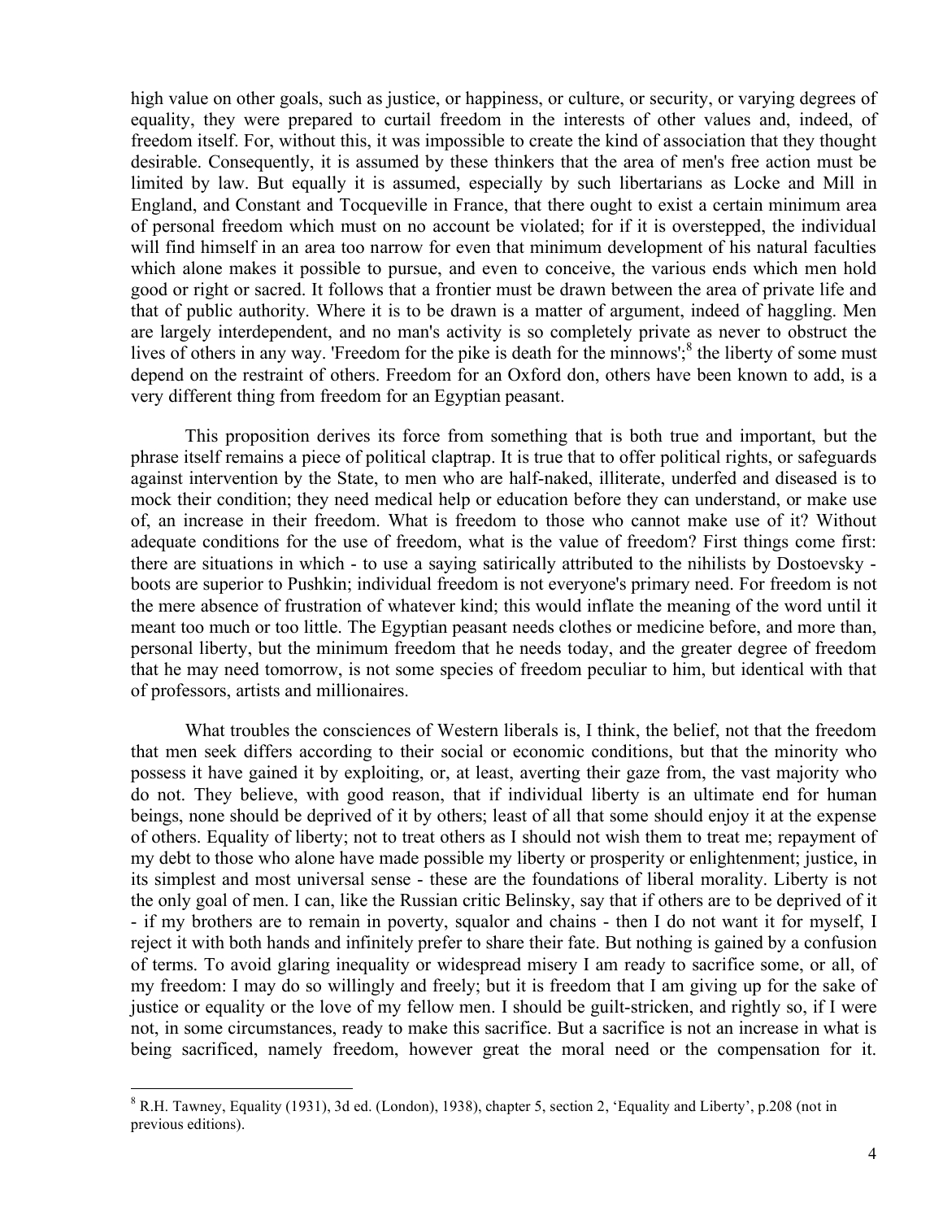high value on other goals, such as justice, or happiness, or culture, or security, or varying degrees of equality, they were prepared to curtail freedom in the interests of other values and, indeed, of freedom itself. For, without this, it was impossible to create the kind of association that they thought desirable. Consequently, it is assumed by these thinkers that the area of men's free action must be limited by law. But equally it is assumed, especially by such libertarians as Locke and Mill in England, and Constant and Tocqueville in France, that there ought to exist a certain minimum area of personal freedom which must on no account be violated; for if it is overstepped, the individual will find himself in an area too narrow for even that minimum development of his natural faculties which alone makes it possible to pursue, and even to conceive, the various ends which men hold good or right or sacred. It follows that a frontier must be drawn between the area of private life and that of public authority. Where it is to be drawn is a matter of argument, indeed of haggling. Men are largely interdependent, and no man's activity is so completely private as never to obstruct the lives of others in any way. 'Freedom for the pike is death for the minnows';[8] the liberty of some must depend on the restraint of others. Freedom for an Oxford don, others have been known to add, is a very different thing from freedom for an Egyptian peasant.

This proposition derives its force from something that is both true and important, but the phrase itself remains a piece of political claptrap. It is true that to offer political rights, or safeguards against intervention by the State, to men who are half-naked, illiterate, underfed and diseased is to mock their condition; they need medical help or education before they can understand, or make use of, an increase in their freedom. What is freedom to those who cannot make use of it? Without adequate conditions for the use of freedom, what is the value of freedom? First things come first: there are situations in which - to use a saying satirically attributed to the nihilists by Dostoevsky - boots are superior to Pushkin; individual freedom is not everyone's primary need. For freedom is not the mere absence of frustration of whatever kind; this would inflate the meaning of the word until it meant too much or too little. The Egyptian peasant needs clothes or medicine before, and more than, personal liberty, but the minimum freedom that he needs today, and the greater degree of freedom that he may need tomorrow, is not some species of freedom peculiar to him, but identical with that of professors, artists and millionaires.

What troubles the consciences of Western liberals is, I think, the belief, not that the freedom that men seek differs according to their social or economic conditions, but that the minority who possess it have gained it by exploiting, or, at least, averting their gaze from, the vast majority who do not. They believe, with good reason, that if individual liberty is an ultimate end for human beings, none should be deprived of it by others; least of all that some should enjoy it at the expense of others. Equality of liberty; not to treat others as I should not wish them to treat me; repayment of my debt to those who alone have made possible my liberty or prosperity or enlightenment; justice, in its simplest and most universal sense - these are the foundations of liberal morality. Liberty is not the only goal of men. I can, like the Russian critic Belinsky, say that if others are to be deprived of it - if my brothers are to remain in poverty, squalor and chains - then I do not want it for myself, I reject it with both hands and infinitely prefer to share their fate. But nothing is gained by a confusion of terms. To avoid glaring inequality or widespread misery I am ready to sacrifice some, or all, of my freedom: I may do so willingly and freely; but it is freedom that I am giving up for the sake of justice or equality or the love of my fellow men. I should be guilt-stricken, and rightly so, if I were not, in some circumstances, ready to make this sacrifice. But a sacrifice is not an increase in what is being sacrificed, namely freedom, however great the moral need or the compensation for it.

[8] R.H. Tawney, Equality (1931), 3d ed. (London), 1938), chapter 5, section 2, 'Equality and Liberty', p.208 (not in previous editions).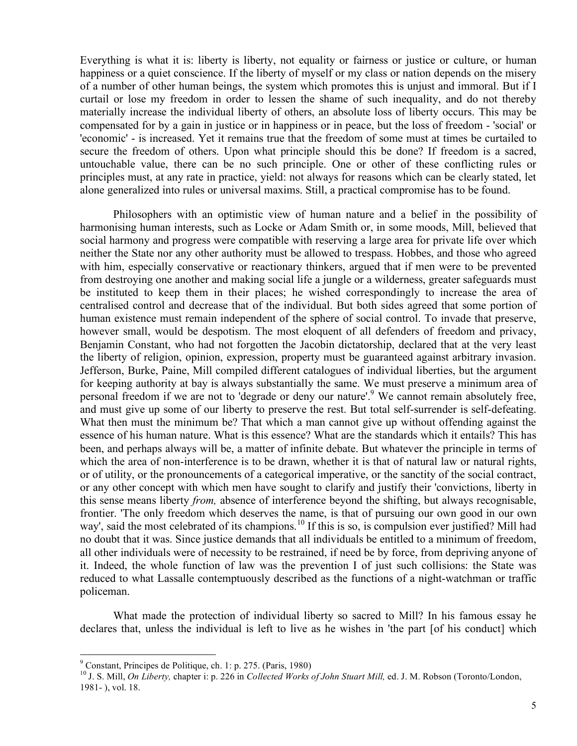Everything is what it is: liberty is liberty, not equality or fairness or justice or culture, or human happiness or a quiet conscience. If the liberty of myself or my class or nation depends on the misery of a number of other human beings, the system which promotes this is unjust and immoral. But if I curtail or lose my freedom in order to lessen the shame of such inequality, and do not thereby materially increase the individual liberty of others, an absolute loss of liberty occurs. This may be compensated for by a gain in justice or in happiness or in peace, but the loss of freedom - 'social' or 'economic' - is increased. Yet it remains true that the freedom of some must at times be curtailed to secure the freedom of others. Upon what principle should this be done? If freedom is a sacred, untouchable value, there can be no such principle. One or other of these conflicting rules or principles must, at any rate in practice, yield: not always for reasons which can be clearly stated, let alone generalized into rules or universal maxims. Still, a practical compromise has to be found.

Philosophers with an optimistic view of human nature and a belief in the possibility of harmonising human interests, such as Locke or Adam Smith or, in some moods, Mill, believed that social harmony and progress were compatible with reserving a large area for private life over which neither the State nor any other authority must be allowed to trespass. Hobbes, and those who agreed with him, especially conservative or reactionary thinkers, argued that if men were to be prevented from destroying one another and making social life a jungle or a wilderness, greater safeguards must be instituted to keep them in their places; he wished correspondingly to increase the area of centralised control and decrease that of the individual. But both sides agreed that some portion of human existence must remain independent of the sphere of social control. To invade that preserve, however small, would be despotism. The most eloquent of all defenders of freedom and privacy, Benjamin Constant, who had not forgotten the Jacobin dictatorship, declared that at the very least the liberty of religion, opinion, expression, property must be guaranteed against arbitrary invasion. Jefferson, Burke, Paine, Mill compiled different catalogues of individual liberties, but the argument for keeping authority at bay is always substantially the same. We must preserve a minimum area of personal freedom if we are not to 'degrade or deny our nature'.[9] We cannot remain absolutely free, and must give up some of our liberty to preserve the rest. But total self-surrender is self-defeating. What then must the minimum be? That which a man cannot give up without offending against the essence of his human nature. What is this essence? What are the standards which it entails? This has been, and perhaps always will be, a matter of infinite debate. But whatever the principle in terms of which the area of non-interference is to be drawn, whether it is that of natural law or natural rights, or of utility, or the pronouncements of a categorical imperative, or the sanctity of the social contract, or any other concept with which men have sought to clarify and justify their 'convictions, liberty in this sense means liberty *from,* absence of interference beyond the shifting, but always recognisable, frontier. 'The only freedom which deserves the name, is that of pursuing our own good in our own way', said the most celebrated of its champions.[10] If this is so, is compulsion ever justified? Mill had no doubt that it was. Since justice demands that all individuals be entitled to a minimum of freedom, all other individuals were of necessity to be restrained, if need be by force, from depriving anyone of it. Indeed, the whole function of law was the prevention I of just such collisions: the State was reduced to what Lassalle contemptuously described as the functions of a night-watchman or traffic policeman.

What made the protection of individual liberty so sacred to Mill? In his famous essay he declares that, unless the individual is left to live as he wishes in 'the part [of his conduct] which

---

[9] Constant, Principes de Politique, ch. 1: p. 275. (Paris, 1980)

[10] J. S. Mill, *On Liberty,* chapter i: p. 226 in *Collected Works of John Stuart Mill,* ed. J. M. Robson (Toronto/London, 1981- ), vol. 18.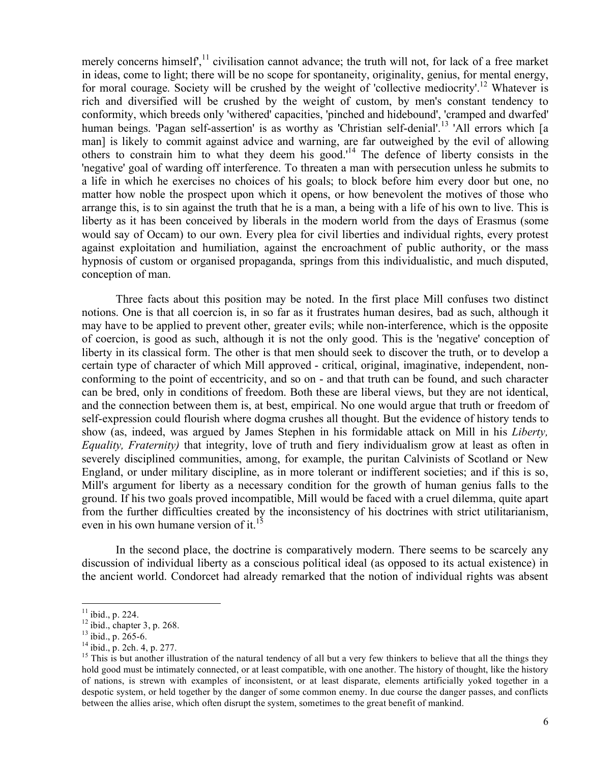merely concerns himself',[11] civilisation cannot advance; the truth will not, for lack of a free market in ideas, come to light; there will be no scope for spontaneity, originality, genius, for mental energy, for moral courage. Society will be crushed by the weight of 'collective mediocrity'.[12] Whatever is rich and diversified will be crushed by the weight of custom, by men's constant tendency to conformity, which breeds only 'withered' capacities, 'pinched and hidebound', 'cramped and dwarfed' human beings. 'Pagan self-assertion' is as worthy as 'Christian self-denial'.[13] 'All errors which [a man] is likely to commit against advice and warning, are far outweighed by the evil of allowing others to constrain him to what they deem his good.'[14] The defence of liberty consists in the 'negative' goal of warding off interference. To threaten a man with persecution unless he submits to a life in which he exercises no choices of his goals; to block before him every door but one, no matter how noble the prospect upon which it opens, or how benevolent the motives of those who arrange this, is to sin against the truth that he is a man, a being with a life of his own to live. This is liberty as it has been conceived by liberals in the modern world from the days of Erasmus (some would say of Occam) to our own. Every plea for civil liberties and individual rights, every protest against exploitation and humiliation, against the encroachment of public authority, or the mass hypnosis of custom or organised propaganda, springs from this individualistic, and much disputed, conception of man.

Three facts about this position may be noted. In the first place Mill confuses two distinct notions. One is that all coercion is, in so far as it frustrates human desires, bad as such, although it may have to be applied to prevent other, greater evils; while non-interference, which is the opposite of coercion, is good as such, although it is not the only good. This is the 'negative' conception of liberty in its classical form. The other is that men should seek to discover the truth, or to develop a certain type of character of which Mill approved - critical, original, imaginative, independent, non-conforming to the point of eccentricity, and so on - and that truth can be found, and such character can be bred, only in conditions of freedom. Both these are liberal views, but they are not identical, and the connection between them is, at best, empirical. No one would argue that truth or freedom of self-expression could flourish where dogma crushes all thought. But the evidence of history tends to show (as, indeed, was argued by James Stephen in his formidable attack on Mill in his *Liberty, Equality, Fraternity)* that integrity, love of truth and fiery individualism grow at least as often in severely disciplined communities, among, for example, the puritan Calvinists of Scotland or New England, or under military discipline, as in more tolerant or indifferent societies; and if this is so, Mill's argument for liberty as a necessary condition for the growth of human genius falls to the ground. If his two goals proved incompatible, Mill would be faced with a cruel dilemma, quite apart from the further difficulties created by the inconsistency of his doctrines with strict utilitarianism, even in his own humane version of it.[15]

In the second place, the doctrine is comparatively modern. There seems to be scarcely any discussion of individual liberty as a conscious political ideal (as opposed to its actual existence) in the ancient world. Condorcet had already remarked that the notion of individual rights was absent

---

[11] ibid., p. 224.

[12] ibid., chapter 3, p. 268.

[13] ibid., p. 265-6.

[14] ibid., p. 2ch. 4, p. 277.

[15] This is but another illustration of the natural tendency of all but a very few thinkers to believe that all the things they hold good must be intimately connected, or at least compatible, with one another. The history of thought, like the history of nations, is strewn with examples of inconsistent, or at least disparate, elements artificially yoked together in a despotic system, or held together by the danger of some common enemy. In due course the danger passes, and conflicts between the allies arise, which often disrupt the system, sometimes to the great benefit of mankind.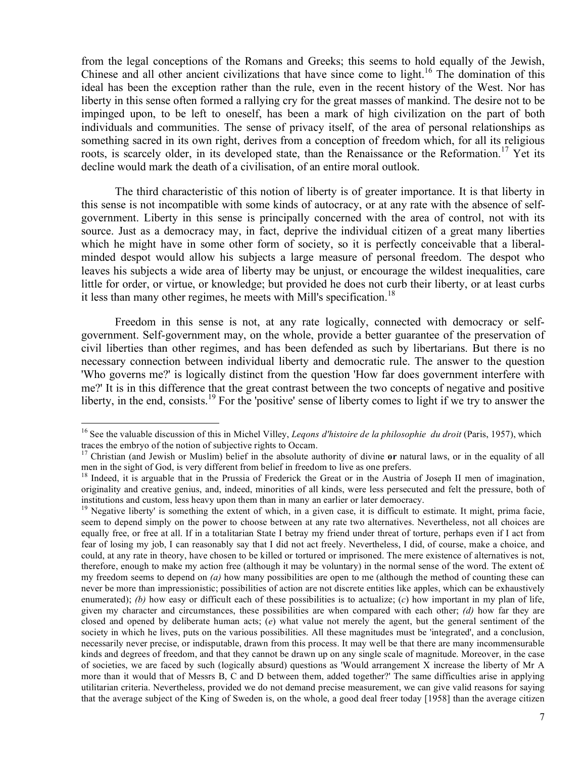from the legal conceptions of the Romans and Greeks; this seems to hold equally of the Jewish, Chinese and all other ancient civilizations that have since come to light.[16] The domination of this ideal has been the exception rather than the rule, even in the recent history of the West. Nor has liberty in this sense often formed a rallying cry for the great masses of mankind. The desire not to be impinged upon, to be left to oneself, has been a mark of high civilization on the part of both individuals and communities. The sense of privacy itself, of the area of personal relationships as something sacred in its own right, derives from a conception of freedom which, for all its religious roots, is scarcely older, in its developed state, than the Renaissance or the Reformation.[17] Yet its decline would mark the death of a civilisation, of an entire moral outlook.

The third characteristic of this notion of liberty is of greater importance. It is that liberty in this sense is not incompatible with some kinds of autocracy, or at any rate with the absence of self-government. Liberty in this sense is principally concerned with the area of control, not with its source. Just as a democracy may, in fact, deprive the individual citizen of a great many liberties which he might have in some other form of society, so it is perfectly conceivable that a liberal-minded despot would allow his subjects a large measure of personal freedom. The despot who leaves his subjects a wide area of liberty may be unjust, or encourage the wildest inequalities, care little for order, or virtue, or knowledge; but provided he does not curb their liberty, or at least curbs it less than many other regimes, he meets with Mill's specification.[18]

Freedom in this sense is not, at any rate logically, connected with democracy or self-government. Self-government may, on the whole, provide a better guarantee of the preservation of civil liberties than other regimes, and has been defended as such by libertarians. But there is no necessary connection between individual liberty and democratic rule. The answer to the question 'Who governs me?' is logically distinct from the question 'How far does government interfere with me?' It is in this difference that the great contrast between the two concepts of negative and positive liberty, in the end, consists.[19] For the 'positive' sense of liberty comes to light if we try to answer the

---

[16] See the valuable discussion of this in Michel Villey, *Leqons d'histoire de la philosophie du droit* (Paris, 1957), which traces the embryo of the notion of subjective rights to Occam.

[17] Christian (and Jewish or Muslim) belief in the absolute authority of divine **or** natural laws, or in the equality of all men in the sight of God, is very different from belief in freedom to live as one prefers.

[18] Indeed, it is arguable that in the Prussia of Frederick the Great or in the Austria of Joseph II men of imagination, originality and creative genius, and, indeed, minorities of all kinds, were less persecuted and felt the pressure, both of institutions and custom, less heavy upon them than in many an earlier or later democracy.

[19] Negative liberty' is something the extent of which, in a given case, it is difficult to estimate. It might, prima facie, seem to depend simply on the power to choose between at any rate two alternatives. Nevertheless, not all choices are equally free, or free at all. If in a totalitarian State I betray my friend under threat of torture, perhaps even if I act from fear of losing my job, I can reasonably say that I did not act freely. Nevertheless, I did, of course, make a choice, and could, at any rate in theory, have chosen to be killed or tortured or imprisoned. The mere existence of alternatives is not, therefore, enough to make my action free (although it may be voluntary) in the normal sense of the word. The extent o£ my freedom seems to depend on *(a)* how many possibilities are open to me (although the method of counting these can never be more than impressionistic; possibilities of action are not discrete entities like apples, which can be exhaustively enumerated); *(b)* how easy or difficult each of these possibilities is to actualize; (*c*) how important in my plan of life, given my character and circumstances, these possibilities are when compared with each other; *(d)* how far they are closed and opened by deliberate human acts; (*e*) what value not merely the agent, but the general sentiment of the society in which he lives, puts on the various possibilities. All these magnitudes must be 'integrated', and a conclusion, necessarily never precise, or indisputable, drawn from this process. It may well be that there are many incommensurable kinds and degrees of freedom, and that they cannot be drawn up on any single scale of magnitude. Moreover, in the case of societies, we are faced by such (logically absurd) questions as 'Would arrangement X increase the liberty of Mr A more than it would that of Messrs B, C and D between them, added together?' The same difficulties arise in applying utilitarian criteria. Nevertheless, provided we do not demand precise measurement, we can give valid reasons for saying that the average subject of the King of Sweden is, on the whole, a good deal freer today [1958] than the average citizen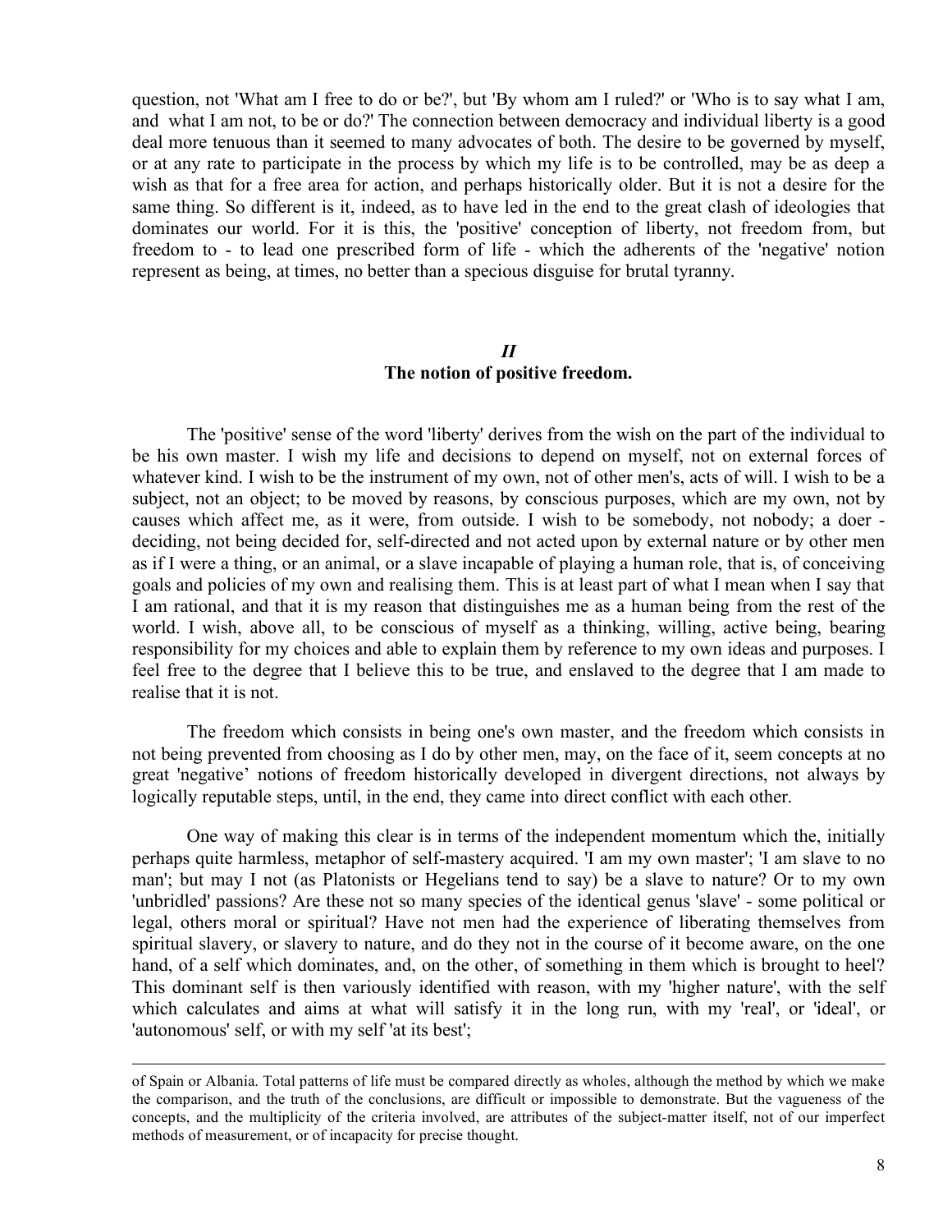question, not 'What am I free to do or be?', but 'By whom am I ruled?' or 'Who is to say what I am, and what I am not, to be or do?' The connection between democracy and individual liberty is a good deal more tenuous than it seemed to many advocates of both. The desire to be governed by myself, or at any rate to participate in the process by which my life is to be controlled, may be as deep a wish as that for a free area for action, and perhaps historically older. But it is not a desire for the same thing. So different is it, indeed, as to have led in the end to the great clash of ideologies that dominates our world. For it is this, the 'positive' conception of liberty, not freedom from, but freedom to - to lead one prescribed form of life - which the adherents of the 'negative' notion represent as being, at times, no better than a specious disguise for brutal tyranny.

## *II*
## The notion of positive freedom.

The 'positive' sense of the word 'liberty' derives from the wish on the part of the individual to be his own master. I wish my life and decisions to depend on myself, not on external forces of whatever kind. I wish to be the instrument of my own, not of other men's, acts of will. I wish to be a subject, not an object; to be moved by reasons, by conscious purposes, which are my own, not by causes which affect me, as it were, from outside. I wish to be somebody, not nobody; a doer - deciding, not being decided for, self-directed and not acted upon by external nature or by other men as if I were a thing, or an animal, or a slave incapable of playing a human role, that is, of conceiving goals and policies of my own and realising them. This is at least part of what I mean when I say that I am rational, and that it is my reason that distinguishes me as a human being from the rest of the world. I wish, above all, to be conscious of myself as a thinking, willing, active being, bearing responsibility for my choices and able to explain them by reference to my own ideas and purposes. I feel free to the degree that I believe this to be true, and enslaved to the degree that I am made to realise that it is not.

The freedom which consists in being one's own master, and the freedom which consists in not being prevented from choosing as I do by other men, may, on the face of it, seem concepts at no great 'negative' notions of freedom historically developed in divergent directions, not always by logically reputable steps, until, in the end, they came into direct conflict with each other.

One way of making this clear is in terms of the independent momentum which the, initially perhaps quite harmless, metaphor of self-mastery acquired. 'I am my own master'; 'I am slave to no man'; but may I not (as Platonists or Hegelians tend to say) be a slave to nature? Or to my own 'unbridled' passions? Are these not so many species of the identical genus 'slave' - some political or legal, others moral or spiritual? Have not men had the experience of liberating themselves from spiritual slavery, or slavery to nature, and do they not in the course of it become aware, on the one hand, of a self which dominates, and, on the other, of something in them which is brought to heel? This dominant self is then variously identified with reason, with my 'higher nature', with the self which calculates and aims at what will satisfy it in the long run, with my 'real', or 'ideal', or 'autonomous' self, or with my self 'at its best';

---

of Spain or Albania. Total patterns of life must be compared directly as wholes, although the method by which we make the comparison, and the truth of the conclusions, are difficult or impossible to demonstrate. But the vagueness of the concepts, and the multiplicity of the criteria involved, are attributes of the subject-matter itself, not of our imperfect methods of measurement, or of incapacity for precise thought.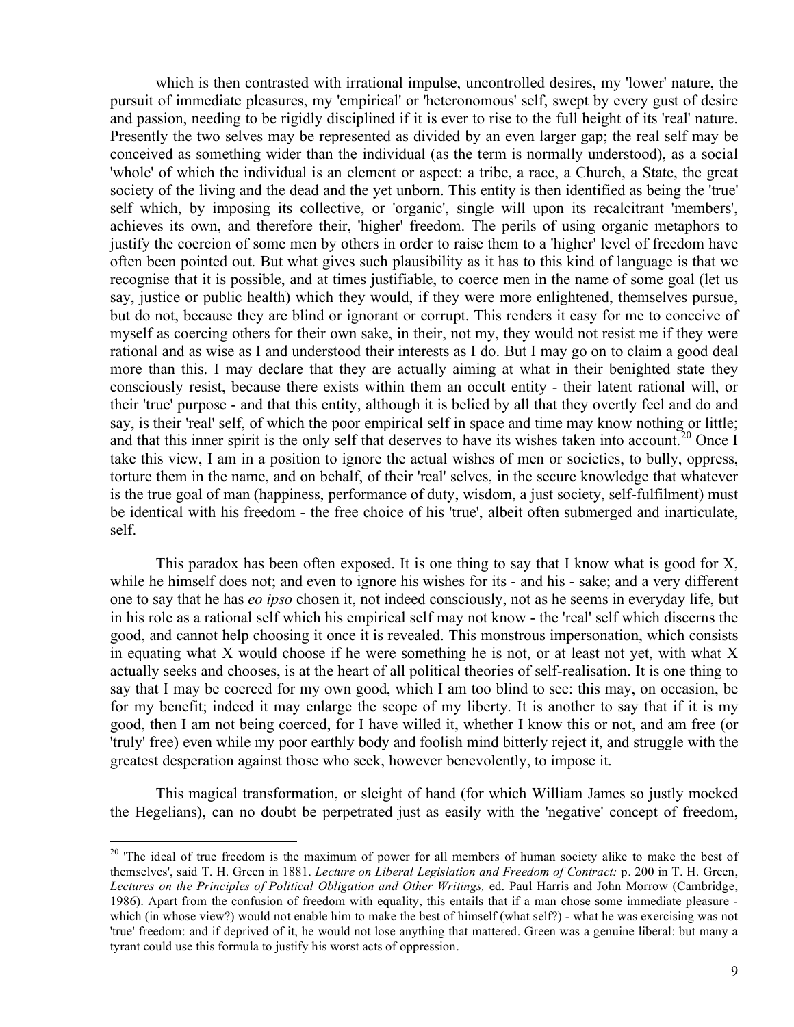which is then contrasted with irrational impulse, uncontrolled desires, my 'lower' nature, the pursuit of immediate pleasures, my 'empirical' or 'heteronomous' self, swept by every gust of desire and passion, needing to be rigidly disciplined if it is ever to rise to the full height of its 'real' nature. Presently the two selves may be represented as divided by an even larger gap; the real self may be conceived as something wider than the individual (as the term is normally understood), as a social 'whole' of which the individual is an element or aspect: a tribe, a race, a Church, a State, the great society of the living and the dead and the yet unborn. This entity is then identified as being the 'true' self which, by imposing its collective, or 'organic', single will upon its recalcitrant 'members', achieves its own, and therefore their, 'higher' freedom. The perils of using organic metaphors to justify the coercion of some men by others in order to raise them to a 'higher' level of freedom have often been pointed out. But what gives such plausibility as it has to this kind of language is that we recognise that it is possible, and at times justifiable, to coerce men in the name of some goal (let us say, justice or public health) which they would, if they were more enlightened, themselves pursue, but do not, because they are blind or ignorant or corrupt. This renders it easy for me to conceive of myself as coercing others for their own sake, in their, not my, they would not resist me if they were rational and as wise as I and understood their interests as I do. But I may go on to claim a good deal more than this. I may declare that they are actually aiming at what in their benighted state they consciously resist, because there exists within them an occult entity - their latent rational will, or their 'true' purpose - and that this entity, although it is belied by all that they overtly feel and do and say, is their 'real' self, of which the poor empirical self in space and time may know nothing or little; and that this inner spirit is the only self that deserves to have its wishes taken into account.[20] Once I take this view, I am in a position to ignore the actual wishes of men or societies, to bully, oppress, torture them in the name, and on behalf, of their 'real' selves, in the secure knowledge that whatever is the true goal of man (happiness, performance of duty, wisdom, a just society, self-fulfilment) must be identical with his freedom - the free choice of his 'true', albeit often submerged and inarticulate, self.

This paradox has been often exposed. It is one thing to say that I know what is good for X, while he himself does not; and even to ignore his wishes for its - and his - sake; and a very different one to say that he has *eo ipso* chosen it, not indeed consciously, not as he seems in everyday life, but in his role as a rational self which his empirical self may not know - the 'real' self which discerns the good, and cannot help choosing it once it is revealed. This monstrous impersonation, which consists in equating what X would choose if he were something he is not, or at least not yet, with what X actually seeks and chooses, is at the heart of all political theories of self-realisation. It is one thing to say that I may be coerced for my own good, which I am too blind to see: this may, on occasion, be for my benefit; indeed it may enlarge the scope of my liberty. It is another to say that if it is my good, then I am not being coerced, for I have willed it, whether I know this or not, and am free (or 'truly' free) even while my poor earthly body and foolish mind bitterly reject it, and struggle with the greatest desperation against those who seek, however benevolently, to impose it.

This magical transformation, or sleight of hand (for which William James so justly mocked the Hegelians), can no doubt be perpetrated just as easily with the 'negative' concept of freedom,

[20] 'The ideal of true freedom is the maximum of power for all members of human society alike to make the best of themselves', said T. H. Green in 1881. *Lecture on Liberal Legislation and Freedom of Contract:* p. 200 in T. H. Green, *Lectures on the Principles of Political Obligation and Other Writings,* ed. Paul Harris and John Morrow (Cambridge, 1986). Apart from the confusion of freedom with equality, this entails that if a man chose some immediate pleasure - which (in whose view?) would not enable him to make the best of himself (what self?) - what he was exercising was not 'true' freedom: and if deprived of it, he would not lose anything that mattered. Green was a genuine liberal: but many a tyrant could use this formula to justify his worst acts of oppression.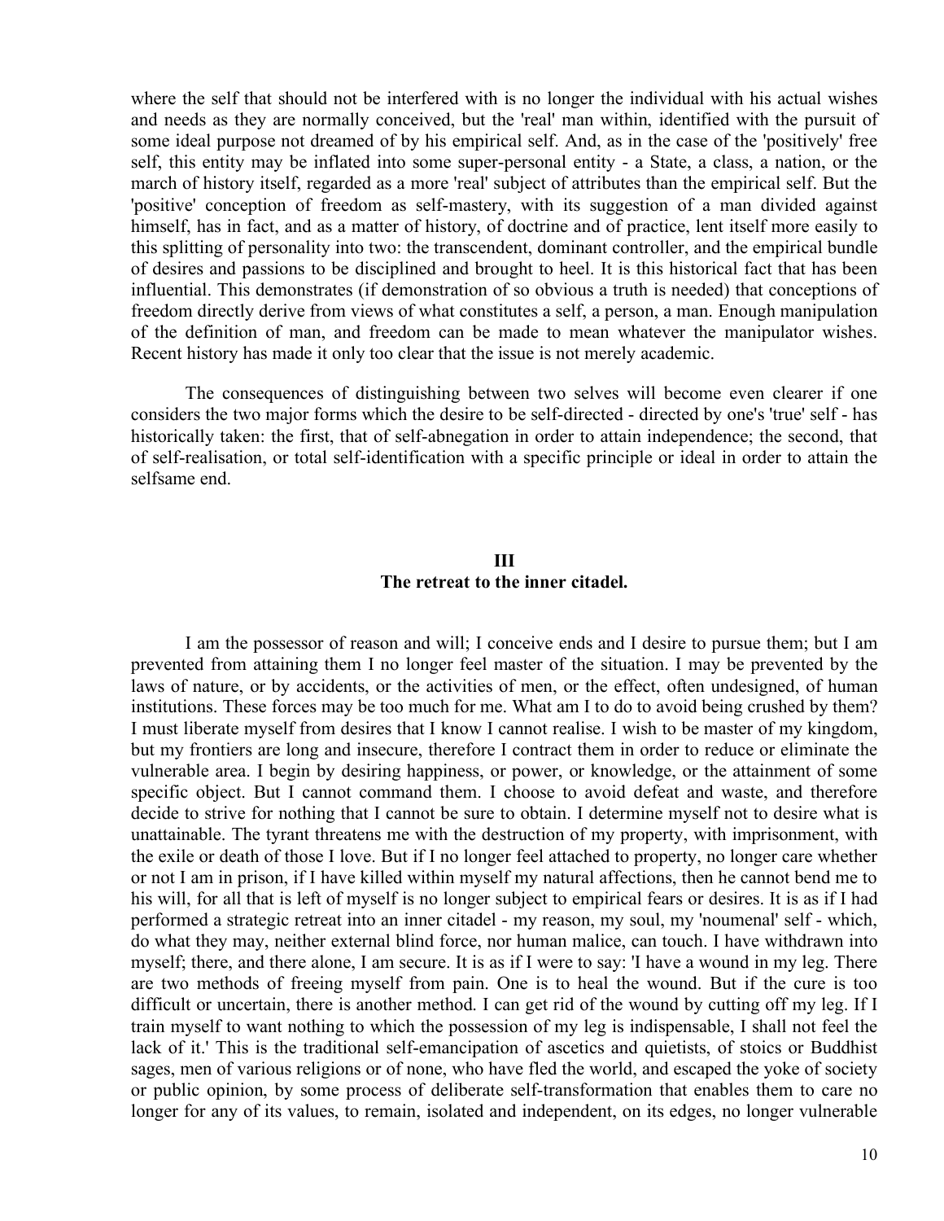where the self that should not be interfered with is no longer the individual with his actual wishes and needs as they are normally conceived, but the 'real' man within, identified with the pursuit of some ideal purpose not dreamed of by his empirical self. And, as in the case of the 'positively' free self, this entity may be inflated into some super-personal entity - a State, a class, a nation, or the march of history itself, regarded as a more 'real' subject of attributes than the empirical self. But the 'positive' conception of freedom as self-mastery, with its suggestion of a man divided against himself, has in fact, and as a matter of history, of doctrine and of practice, lent itself more easily to this splitting of personality into two: the transcendent, dominant controller, and the empirical bundle of desires and passions to be disciplined and brought to heel. It is this historical fact that has been influential. This demonstrates (if demonstration of so obvious a truth is needed) that conceptions of freedom directly derive from views of what constitutes a self, a person, a man. Enough manipulation of the definition of man, and freedom can be made to mean whatever the manipulator wishes. Recent history has made it only too clear that the issue is not merely academic.

The consequences of distinguishing between two selves will become even clearer if one considers the two major forms which the desire to be self-directed - directed by one's 'true' self - has historically taken: the first, that of self-abnegation in order to attain independence; the second, that of self-realisation, or total self-identification with a specific principle or ideal in order to attain the selfsame end.

## III
## The retreat to the inner citadel.

I am the possessor of reason and will; I conceive ends and I desire to pursue them; but I am prevented from attaining them I no longer feel master of the situation. I may be prevented by the laws of nature, or by accidents, or the activities of men, or the effect, often undesigned, of human institutions. These forces may be too much for me. What am I to do to avoid being crushed by them? I must liberate myself from desires that I know I cannot realise. I wish to be master of my kingdom, but my frontiers are long and insecure, therefore I contract them in order to reduce or eliminate the vulnerable area. I begin by desiring happiness, or power, or knowledge, or the attainment of some specific object. But I cannot command them. I choose to avoid defeat and waste, and therefore decide to strive for nothing that I cannot be sure to obtain. I determine myself not to desire what is unattainable. The tyrant threatens me with the destruction of my property, with imprisonment, with the exile or death of those I love. But if I no longer feel attached to property, no longer care whether or not I am in prison, if I have killed within myself my natural affections, then he cannot bend me to his will, for all that is left of myself is no longer subject to empirical fears or desires. It is as if I had performed a strategic retreat into an inner citadel - my reason, my soul, my 'noumenal' self - which, do what they may, neither external blind force, nor human malice, can touch. I have withdrawn into myself; there, and there alone, I am secure. It is as if I were to say: 'I have a wound in my leg. There are two methods of freeing myself from pain. One is to heal the wound. But if the cure is too difficult or uncertain, there is another method. I can get rid of the wound by cutting off my leg. If I train myself to want nothing to which the possession of my leg is indispensable, I shall not feel the lack of it.' This is the traditional self-emancipation of ascetics and quietists, of stoics or Buddhist sages, men of various religions or of none, who have fled the world, and escaped the yoke of society or public opinion, by some process of deliberate self-transformation that enables them to care no longer for any of its values, to remain, isolated and independent, on its edges, no longer vulnerable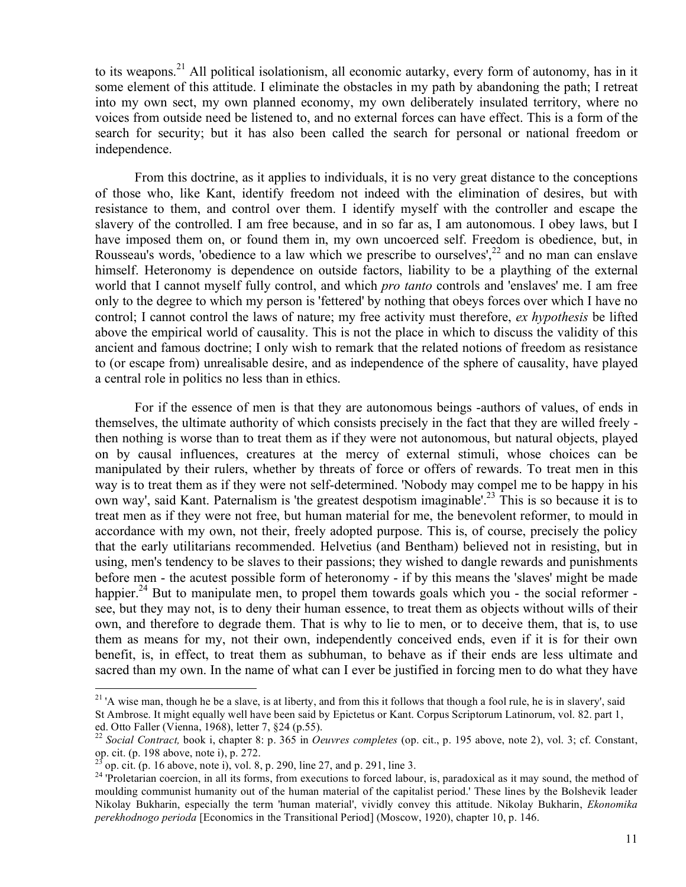to its weapons.[21] All political isolationism, all economic autarky, every form of autonomy, has in it some element of this attitude. I eliminate the obstacles in my path by abandoning the path; I retreat into my own sect, my own planned economy, my own deliberately insulated territory, where no voices from outside need be listened to, and no external forces can have effect. This is a form of the search for security; but it has also been called the search for personal or national freedom or independence.

From this doctrine, as it applies to individuals, it is no very great distance to the conceptions of those who, like Kant, identify freedom not indeed with the elimination of desires, but with resistance to them, and control over them. I identify myself with the controller and escape the slavery of the controlled. I am free because, and in so far as, I am autonomous. I obey laws, but I have imposed them on, or found them in, my own uncoerced self. Freedom is obedience, but, in Rousseau's words, 'obedience to a law which we prescribe to ourselves',[22] and no man can enslave himself. Heteronomy is dependence on outside factors, liability to be a plaything of the external world that I cannot myself fully control, and which *pro tanto* controls and 'enslaves' me. I am free only to the degree to which my person is 'fettered' by nothing that obeys forces over which I have no control; I cannot control the laws of nature; my free activity must therefore, *ex hypothesis* be lifted above the empirical world of causality. This is not the place in which to discuss the validity of this ancient and famous doctrine; I only wish to remark that the related notions of freedom as resistance to (or escape from) unrealisable desire, and as independence of the sphere of causality, have played a central role in politics no less than in ethics.

For if the essence of men is that they are autonomous beings -authors of values, of ends in themselves, the ultimate authority of which consists precisely in the fact that they are willed freely - then nothing is worse than to treat them as if they were not autonomous, but natural objects, played on by causal influences, creatures at the mercy of external stimuli, whose choices can be manipulated by their rulers, whether by threats of force or offers of rewards. To treat men in this way is to treat them as if they were not self-determined. 'Nobody may compel me to be happy in his own way', said Kant. Paternalism is 'the greatest despotism imaginable'.[23] This is so because it is to treat men as if they were not free, but human material for me, the benevolent reformer, to mould in accordance with my own, not their, freely adopted purpose. This is, of course, precisely the policy that the early utilitarians recommended. Helvetius (and Bentham) believed not in resisting, but in using, men's tendency to be slaves to their passions; they wished to dangle rewards and punishments before men - the acutest possible form of heteronomy - if by this means the 'slaves' might be made happier.[24] But to manipulate men, to propel them towards goals which you - the social reformer - see, but they may not, is to deny their human essence, to treat them as objects without wills of their own, and therefore to degrade them. That is why to lie to men, or to deceive them, that is, to use them as means for my, not their own, independently conceived ends, even if it is for their own benefit, is, in effect, to treat them as subhuman, to behave as if their ends are less ultimate and sacred than my own. In the name of what can I ever be justified in forcing men to do what they have

---

[21] 'A wise man, though he be a slave, is at liberty, and from this it follows that though a fool rule, he is in slavery', said St Ambrose. It might equally well have been said by Epictetus or Kant. Corpus Scriptorum Latinorum, vol. 82. part 1, ed. Otto Faller (Vienna, 1968), letter 7, §24 (p.55).

[22] *Social Contract,* book i, chapter 8: p. 365 in *Oeuvres completes* (op. cit., p. 195 above, note 2), vol. 3; cf. Constant, op. cit. (p. 198 above, note i), p. 272.

[23] op. cit. (p. 16 above, note i), vol. 8, p. 290, line 27, and p. 291, line 3.

[24] 'Proletarian coercion, in all its forms, from executions to forced labour, is, paradoxical as it may sound, the method of moulding communist humanity out of the human material of the capitalist period.' These lines by the Bolshevik leader Nikolay Bukharin, especially the term 'human material', vividly convey this attitude. Nikolay Bukharin, *Ekonomika perekhodnogo perioda* [Economics in the Transitional Period] (Moscow, 1920), chapter 10, p. 146.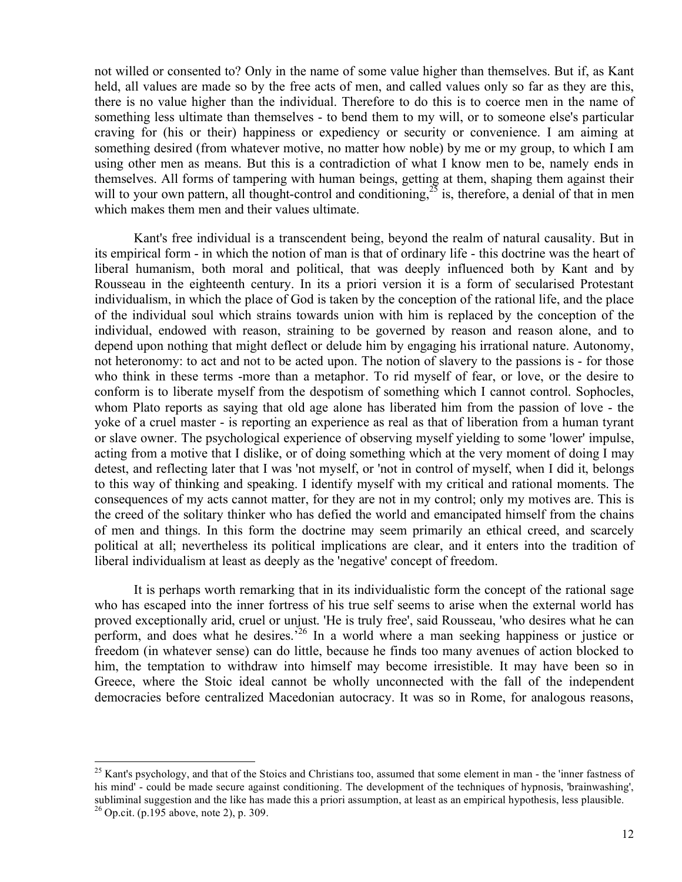not willed or consented to? Only in the name of some value higher than themselves. But if, as Kant held, all values are made so by the free acts of men, and called values only so far as they are this, there is no value higher than the individual. Therefore to do this is to coerce men in the name of something less ultimate than themselves - to bend them to my will, or to someone else's particular craving for (his or their) happiness or expediency or security or convenience. I am aiming at something desired (from whatever motive, no matter how noble) by me or my group, to which I am using other men as means. But this is a contradiction of what I know men to be, namely ends in themselves. All forms of tampering with human beings, getting at them, shaping them against their will to your own pattern, all thought-control and conditioning,[25] is, therefore, a denial of that in men which makes them men and their values ultimate.

Kant's free individual is a transcendent being, beyond the realm of natural causality. But in its empirical form - in which the notion of man is that of ordinary life - this doctrine was the heart of liberal humanism, both moral and political, that was deeply influenced both by Kant and by Rousseau in the eighteenth century. In its a priori version it is a form of secularised Protestant individualism, in which the place of God is taken by the conception of the rational life, and the place of the individual soul which strains towards union with him is replaced by the conception of the individual, endowed with reason, straining to be governed by reason and reason alone, and to depend upon nothing that might deflect or delude him by engaging his irrational nature. Autonomy, not heteronomy: to act and not to be acted upon. The notion of slavery to the passions is - for those who think in these terms -more than a metaphor. To rid myself of fear, or love, or the desire to conform is to liberate myself from the despotism of something which I cannot control. Sophocles, whom Plato reports as saying that old age alone has liberated him from the passion of love - the yoke of a cruel master - is reporting an experience as real as that of liberation from a human tyrant or slave owner. The psychological experience of observing myself yielding to some 'lower' impulse, acting from a motive that I dislike, or of doing something which at the very moment of doing I may detest, and reflecting later that I was 'not myself, or 'not in control of myself, when I did it, belongs to this way of thinking and speaking. I identify myself with my critical and rational moments. The consequences of my acts cannot matter, for they are not in my control; only my motives are. This is the creed of the solitary thinker who has defied the world and emancipated himself from the chains of men and things. In this form the doctrine may seem primarily an ethical creed, and scarcely political at all; nevertheless its political implications are clear, and it enters into the tradition of liberal individualism at least as deeply as the 'negative' concept of freedom.

It is perhaps worth remarking that in its individualistic form the concept of the rational sage who has escaped into the inner fortress of his true self seems to arise when the external world has proved exceptionally arid, cruel or unjust. 'He is truly free', said Rousseau, 'who desires what he can perform, and does what he desires.'[26] In a world where a man seeking happiness or justice or freedom (in whatever sense) can do little, because he finds too many avenues of action blocked to him, the temptation to withdraw into himself may become irresistible. It may have been so in Greece, where the Stoic ideal cannot be wholly unconnected with the fall of the independent democracies before centralized Macedonian autocracy. It was so in Rome, for analogous reasons,

---

[25] Kant's psychology, and that of the Stoics and Christians too, assumed that some element in man - the 'inner fastness of his mind' - could be made secure against conditioning. The development of the techniques of hypnosis, 'brainwashing', subliminal suggestion and the like has made this a priori assumption, at least as an empirical hypothesis, less plausible.

[26] Op.cit. (p.195 above, note 2), p. 309.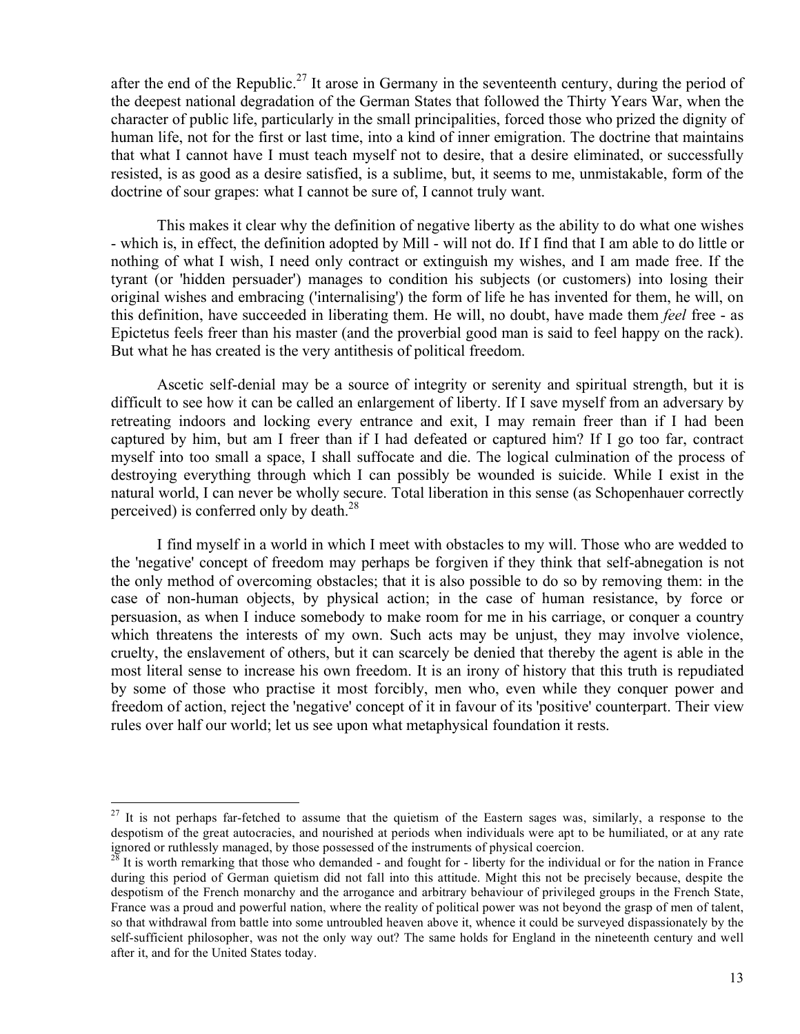after the end of the Republic.[27] It arose in Germany in the seventeenth century, during the period of the deepest national degradation of the German States that followed the Thirty Years War, when the character of public life, particularly in the small principalities, forced those who prized the dignity of human life, not for the first or last time, into a kind of inner emigration. The doctrine that maintains that what I cannot have I must teach myself not to desire, that a desire eliminated, or successfully resisted, is as good as a desire satisfied, is a sublime, but, it seems to me, unmistakable, form of the doctrine of sour grapes: what I cannot be sure of, I cannot truly want.

This makes it clear why the definition of negative liberty as the ability to do what one wishes - which is, in effect, the definition adopted by Mill - will not do. If I find that I am able to do little or nothing of what I wish, I need only contract or extinguish my wishes, and I am made free. If the tyrant (or 'hidden persuader') manages to condition his subjects (or customers) into losing their original wishes and embracing ('internalising') the form of life he has invented for them, he will, on this definition, have succeeded in liberating them. He will, no doubt, have made them *feel* free - as Epictetus feels freer than his master (and the proverbial good man is said to feel happy on the rack). But what he has created is the very antithesis of political freedom.

Ascetic self-denial may be a source of integrity or serenity and spiritual strength, but it is difficult to see how it can be called an enlargement of liberty. If I save myself from an adversary by retreating indoors and locking every entrance and exit, I may remain freer than if I had been captured by him, but am I freer than if I had defeated or captured him? If I go too far, contract myself into too small a space, I shall suffocate and die. The logical culmination of the process of destroying everything through which I can possibly be wounded is suicide. While I exist in the natural world, I can never be wholly secure. Total liberation in this sense (as Schopenhauer correctly perceived) is conferred only by death.[28]

I find myself in a world in which I meet with obstacles to my will. Those who are wedded to the 'negative' concept of freedom may perhaps be forgiven if they think that self-abnegation is not the only method of overcoming obstacles; that it is also possible to do so by removing them: in the case of non-human objects, by physical action; in the case of human resistance, by force or persuasion, as when I induce somebody to make room for me in his carriage, or conquer a country which threatens the interests of my own. Such acts may be unjust, they may involve violence, cruelty, the enslavement of others, but it can scarcely be denied that thereby the agent is able in the most literal sense to increase his own freedom. It is an irony of history that this truth is repudiated by some of those who practise it most forcibly, men who, even while they conquer power and freedom of action, reject the 'negative' concept of it in favour of its 'positive' counterpart. Their view rules over half our world; let us see upon what metaphysical foundation it rests.

---

[27] It is not perhaps far-fetched to assume that the quietism of the Eastern sages was, similarly, a response to the despotism of the great autocracies, and nourished at periods when individuals were apt to be humiliated, or at any rate ignored or ruthlessly managed, by those possessed of the instruments of physical coercion.

[28] It is worth remarking that those who demanded - and fought for - liberty for the individual or for the nation in France during this period of German quietism did not fall into this attitude. Might this not be precisely because, despite the despotism of the French monarchy and the arrogance and arbitrary behaviour of privileged groups in the French State, France was a proud and powerful nation, where the reality of political power was not beyond the grasp of men of talent, so that withdrawal from battle into some untroubled heaven above it, whence it could be surveyed dispassionately by the self-sufficient philosopher, was not the only way out? The same holds for England in the nineteenth century and well after it, and for the United States today.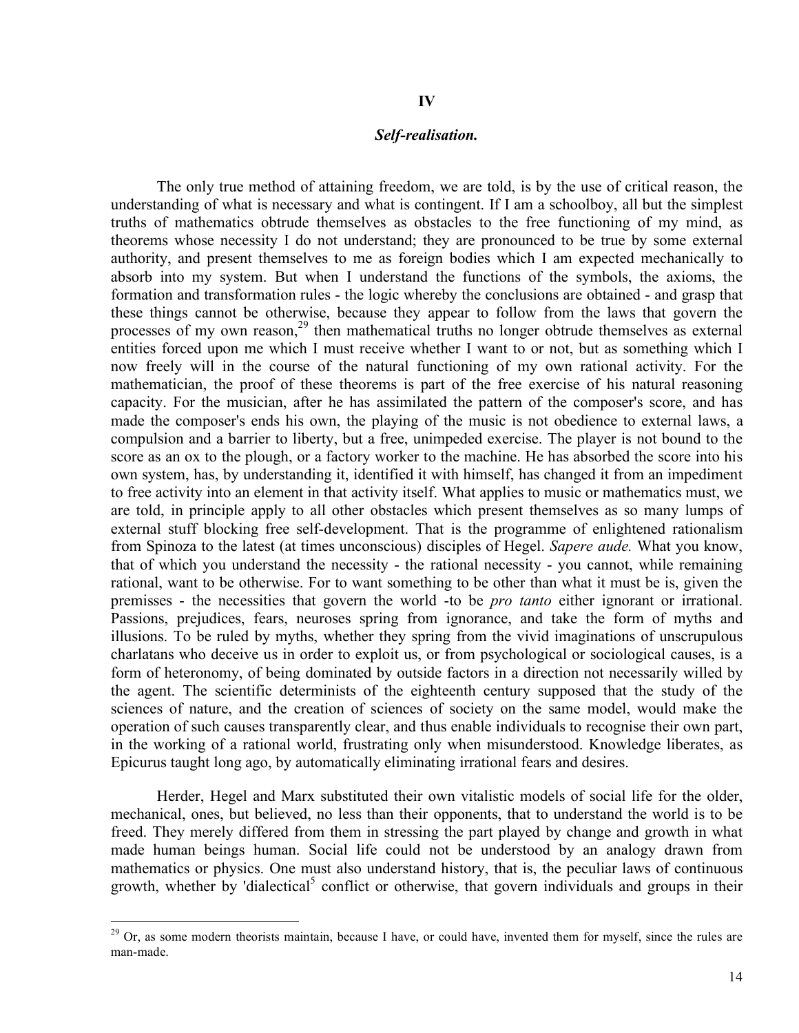## IV

### *Self-realisation.*

The only true method of attaining freedom, we are told, is by the use of critical reason, the understanding of what is necessary and what is contingent. If I am a schoolboy, all but the simplest truths of mathematics obtrude themselves as obstacles to the free functioning of my mind, as theorems whose necessity I do not understand; they are pronounced to be true by some external authority, and present themselves to me as foreign bodies which I am expected mechanically to absorb into my system. But when I understand the functions of the symbols, the axioms, the formation and transformation rules - the logic whereby the conclusions are obtained - and grasp that these things cannot be otherwise, because they appear to follow from the laws that govern the processes of my own reason,[29] then mathematical truths no longer obtrude themselves as external entities forced upon me which I must receive whether I want to or not, but as something which I now freely will in the course of the natural functioning of my own rational activity. For the mathematician, the proof of these theorems is part of the free exercise of his natural reasoning capacity. For the musician, after he has assimilated the pattern of the composer's score, and has made the composer's ends his own, the playing of the music is not obedience to external laws, a compulsion and a barrier to liberty, but a free, unimpeded exercise. The player is not bound to the score as an ox to the plough, or a factory worker to the machine. He has absorbed the score into his own system, has, by understanding it, identified it with himself, has changed it from an impediment to free activity into an element in that activity itself. What applies to music or mathematics must, we are told, in principle apply to all other obstacles which present themselves as so many lumps of external stuff blocking free self-development. That is the programme of enlightened rationalism from Spinoza to the latest (at times unconscious) disciples of Hegel. *Sapere aude.* What you know, that of which you understand the necessity - the rational necessity - you cannot, while remaining rational, want to be otherwise. For to want something to be other than what it must be is, given the premisses - the necessities that govern the world -to be *pro tanto* either ignorant or irrational. Passions, prejudices, fears, neuroses spring from ignorance, and take the form of myths and illusions. To be ruled by myths, whether they spring from the vivid imaginations of unscrupulous charlatans who deceive us in order to exploit us, or from psychological or sociological causes, is a form of heteronomy, of being dominated by outside factors in a direction not necessarily willed by the agent. The scientific determinists of the eighteenth century supposed that the study of the sciences of nature, and the creation of sciences of society on the same model, would make the operation of such causes transparently clear, and thus enable individuals to recognise their own part, in the working of a rational world, frustrating only when misunderstood. Knowledge liberates, as Epicurus taught long ago, by automatically eliminating irrational fears and desires.

Herder, Hegel and Marx substituted their own vitalistic models of social life for the older, mechanical, ones, but believed, no less than their opponents, that to understand the world is to be freed. They merely differed from them in stressing the part played by change and growth in what made human beings human. Social life could not be understood by an analogy drawn from mathematics or physics. One must also understand history, that is, the peculiar laws of continuous growth, whether by 'dialectical[5] conflict or otherwise, that govern individuals and groups in their

---

[29] Or, as some modern theorists maintain, because I have, or could have, invented them for myself, since the rules are man-made.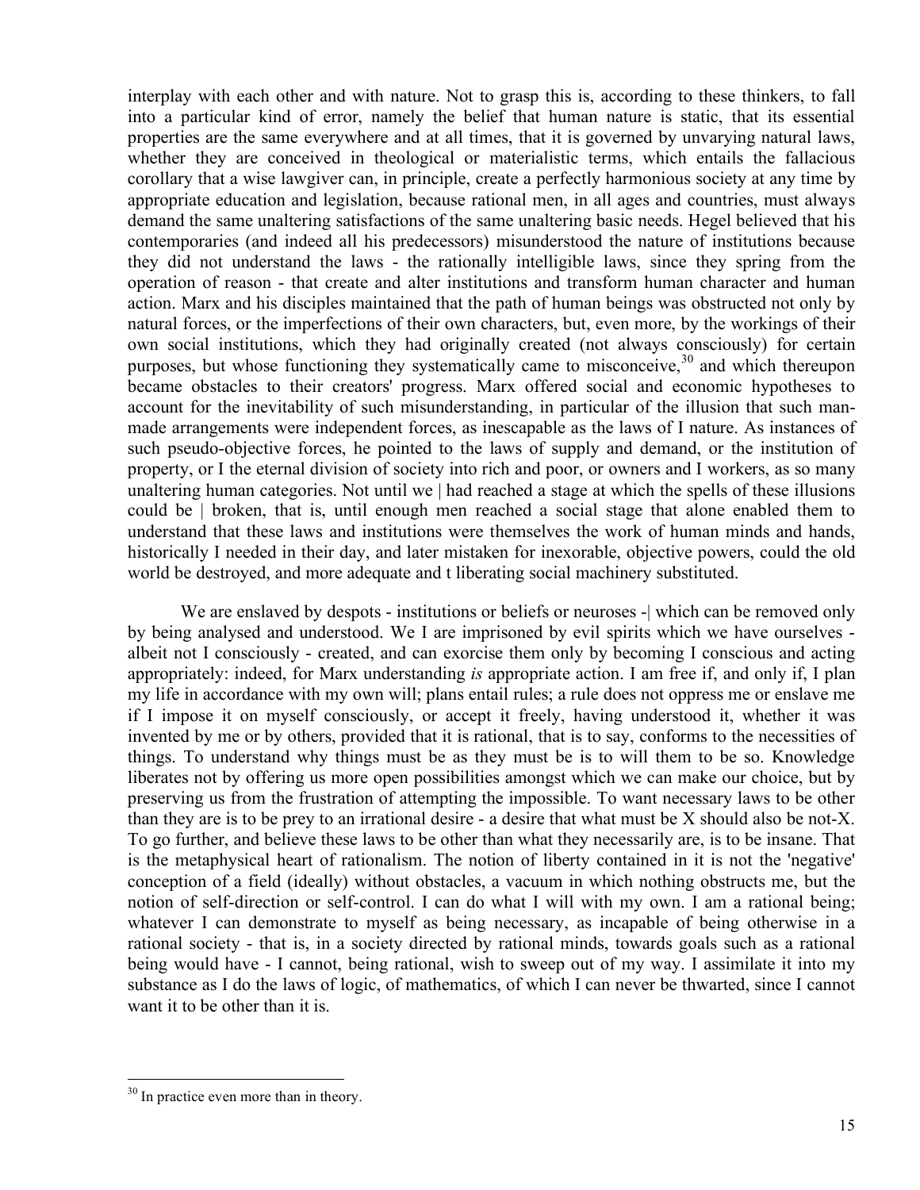interplay with each other and with nature. Not to grasp this is, according to these thinkers, to fall into a particular kind of error, namely the belief that human nature is static, that its essential properties are the same everywhere and at all times, that it is governed by unvarying natural laws, whether they are conceived in theological or materialistic terms, which entails the fallacious corollary that a wise lawgiver can, in principle, create a perfectly harmonious society at any time by appropriate education and legislation, because rational men, in all ages and countries, must always demand the same unaltering satisfactions of the same unaltering basic needs. Hegel believed that his contemporaries (and indeed all his predecessors) misunderstood the nature of institutions because they did not understand the laws - the rationally intelligible laws, since they spring from the operation of reason - that create and alter institutions and transform human character and human action. Marx and his disciples maintained that the path of human beings was obstructed not only by natural forces, or the imperfections of their own characters, but, even more, by the workings of their own social institutions, which they had originally created (not always consciously) for certain purposes, but whose functioning they systematically came to misconceive,[30] and which thereupon became obstacles to their creators' progress. Marx offered social and economic hypotheses to account for the inevitability of such misunderstanding, in particular of the illusion that such man-made arrangements were independent forces, as inescapable as the laws of I nature. As instances of such pseudo-objective forces, he pointed to the laws of supply and demand, or the institution of property, or I the eternal division of society into rich and poor, or owners and I workers, as so many unaltering human categories. Not until we | had reached a stage at which the spells of these illusions could be | broken, that is, until enough men reached a social stage that alone enabled them to understand that these laws and institutions were themselves the work of human minds and hands, historically I needed in their day, and later mistaken for inexorable, objective powers, could the old world be destroyed, and more adequate and t liberating social machinery substituted.

We are enslaved by despots - institutions or beliefs or neuroses -| which can be removed only by being analysed and understood. We I are imprisoned by evil spirits which we have ourselves - albeit not I consciously - created, and can exorcise them only by becoming I conscious and acting appropriately: indeed, for Marx understanding *is* appropriate action. I am free if, and only if, I plan my life in accordance with my own will; plans entail rules; a rule does not oppress me or enslave me if I impose it on myself consciously, or accept it freely, having understood it, whether it was invented by me or by others, provided that it is rational, that is to say, conforms to the necessities of things. To understand why things must be as they must be is to will them to be so. Knowledge liberates not by offering us more open possibilities amongst which we can make our choice, but by preserving us from the frustration of attempting the impossible. To want necessary laws to be other than they are is to be prey to an irrational desire - a desire that what must be X should also be not-X. To go further, and believe these laws to be other than what they necessarily are, is to be insane. That is the metaphysical heart of rationalism. The notion of liberty contained in it is not the 'negative' conception of a field (ideally) without obstacles, a vacuum in which nothing obstructs me, but the notion of self-direction or self-control. I can do what I will with my own. I am a rational being; whatever I can demonstrate to myself as being necessary, as incapable of being otherwise in a rational society - that is, in a society directed by rational minds, towards goals such as a rational being would have - I cannot, being rational, wish to sweep out of my way. I assimilate it into my substance as I do the laws of logic, of mathematics, of which I can never be thwarted, since I cannot want it to be other than it is.

[30] In practice even more than in theory.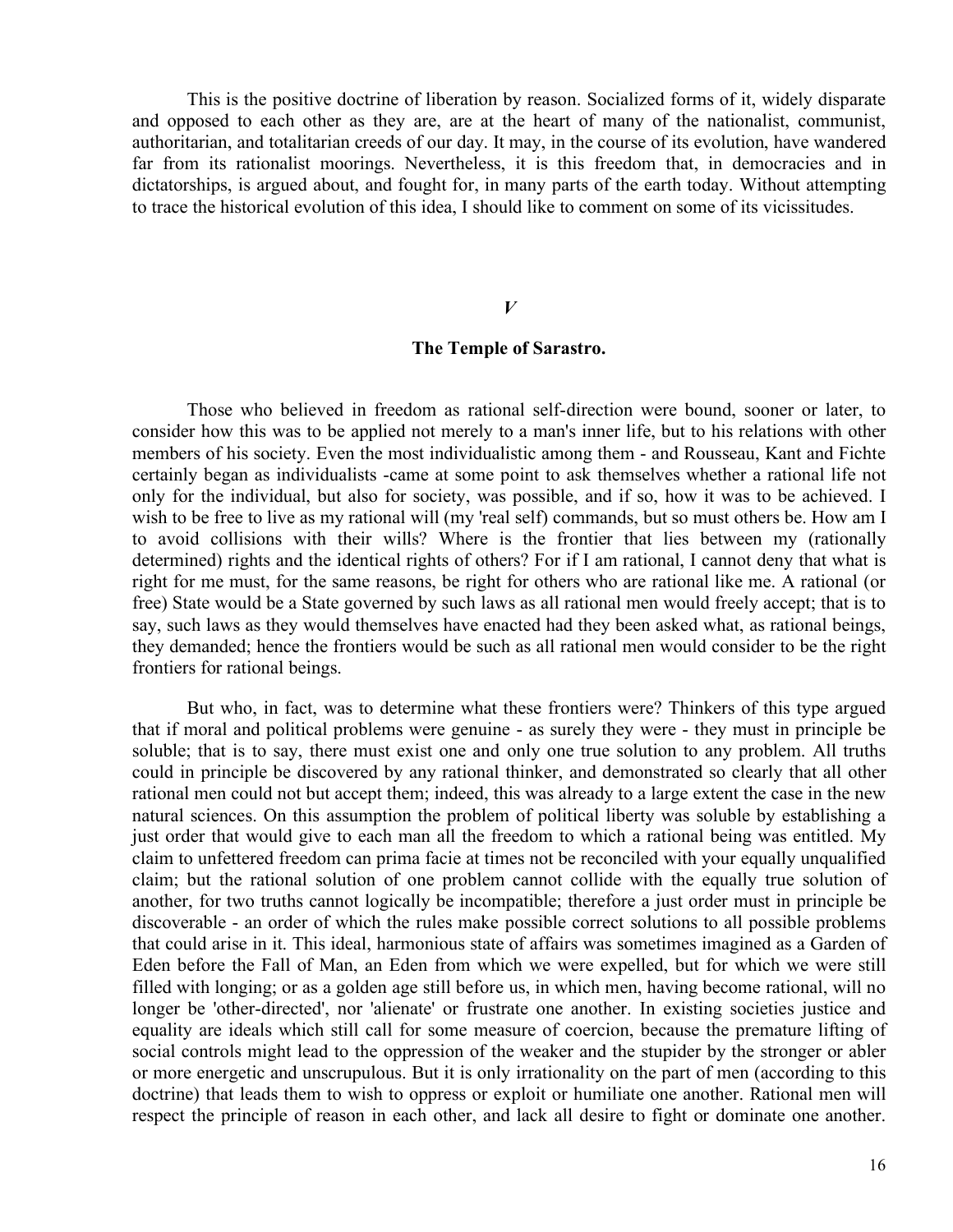This is the positive doctrine of liberation by reason. Socialized forms of it, widely disparate and opposed to each other as they are, are at the heart of many of the nationalist, communist, authoritarian, and totalitarian creeds of our day. It may, in the course of its evolution, have wandered far from its rationalist moorings. Nevertheless, it is this freedom that, in democracies and in dictatorships, is argued about, and fought for, in many parts of the earth today. Without attempting to trace the historical evolution of this idea, I should like to comment on some of its vicissitudes.

## *V*

## The Temple of Sarastro.

Those who believed in freedom as rational self-direction were bound, sooner or later, to consider how this was to be applied not merely to a man's inner life, but to his relations with other members of his society. Even the most individualistic among them - and Rousseau, Kant and Fichte certainly began as individualists -came at some point to ask themselves whether a rational life not only for the individual, but also for society, was possible, and if so, how it was to be achieved. I wish to be free to live as my rational will (my 'real self) commands, but so must others be. How am I to avoid collisions with their wills? Where is the frontier that lies between my (rationally determined) rights and the identical rights of others? For if I am rational, I cannot deny that what is right for me must, for the same reasons, be right for others who are rational like me. A rational (or free) State would be a State governed by such laws as all rational men would freely accept; that is to say, such laws as they would themselves have enacted had they been asked what, as rational beings, they demanded; hence the frontiers would be such as all rational men would consider to be the right frontiers for rational beings.

But who, in fact, was to determine what these frontiers were? Thinkers of this type argued that if moral and political problems were genuine - as surely they were - they must in principle be soluble; that is to say, there must exist one and only one true solution to any problem. All truths could in principle be discovered by any rational thinker, and demonstrated so clearly that all other rational men could not but accept them; indeed, this was already to a large extent the case in the new natural sciences. On this assumption the problem of political liberty was soluble by establishing a just order that would give to each man all the freedom to which a rational being was entitled. My claim to unfettered freedom can prima facie at times not be reconciled with your equally unqualified claim; but the rational solution of one problem cannot collide with the equally true solution of another, for two truths cannot logically be incompatible; therefore a just order must in principle be discoverable - an order of which the rules make possible correct solutions to all possible problems that could arise in it. This ideal, harmonious state of affairs was sometimes imagined as a Garden of Eden before the Fall of Man, an Eden from which we were expelled, but for which we were still filled with longing; or as a golden age still before us, in which men, having become rational, will no longer be 'other-directed', nor 'alienate' or frustrate one another. In existing societies justice and equality are ideals which still call for some measure of coercion, because the premature lifting of social controls might lead to the oppression of the weaker and the stupider by the stronger or abler or more energetic and unscrupulous. But it is only irrationality on the part of men (according to this doctrine) that leads them to wish to oppress or exploit or humiliate one another. Rational men will respect the principle of reason in each other, and lack all desire to fight or dominate one another.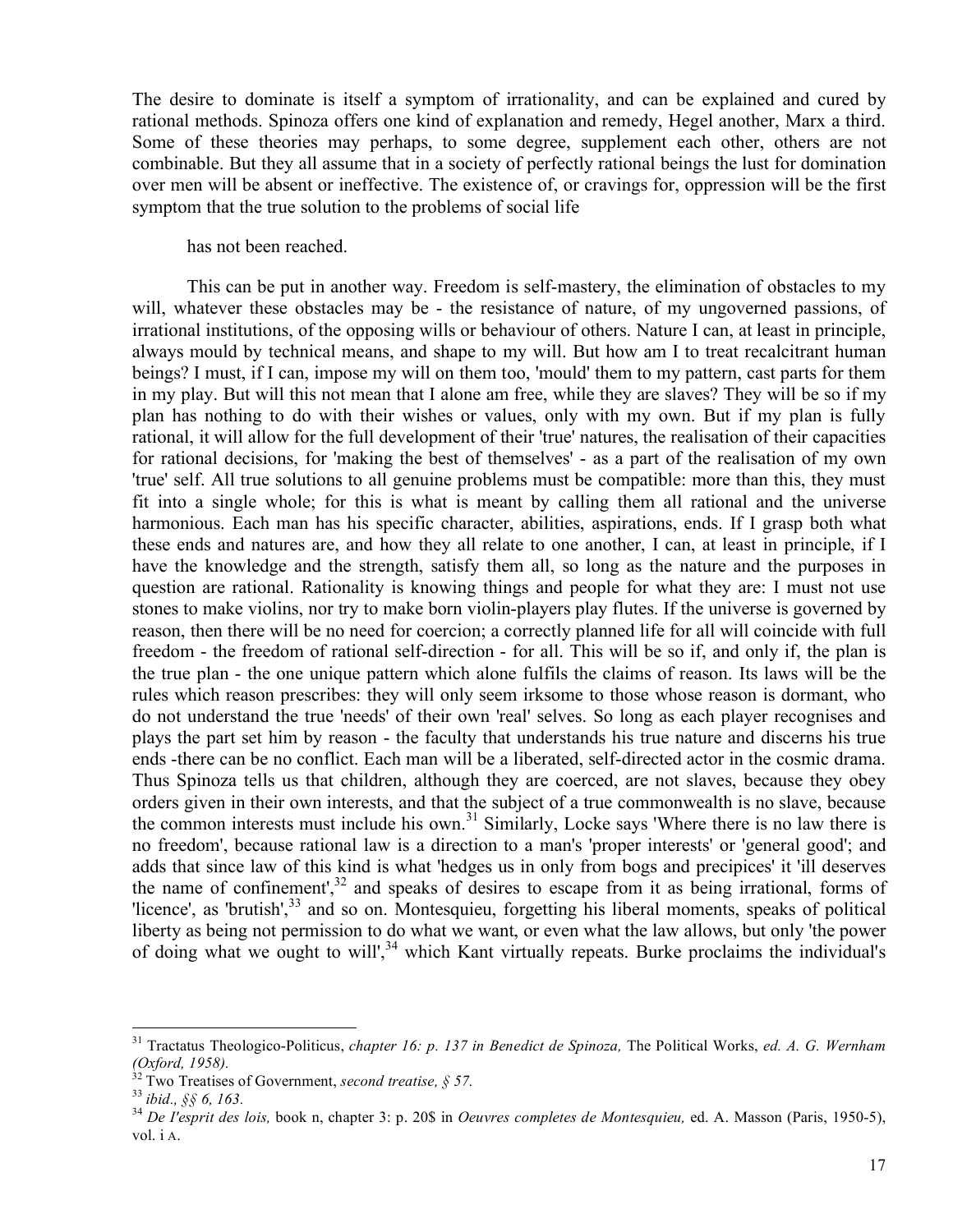The desire to dominate is itself a symptom of irrationality, and can be explained and cured by rational methods. Spinoza offers one kind of explanation and remedy, Hegel another, Marx a third. Some of these theories may perhaps, to some degree, supplement each other, others are not combinable. But they all assume that in a society of perfectly rational beings the lust for domination over men will be absent or ineffective. The existence of, or cravings for, oppression will be the first symptom that the true solution to the problems of social life

has not been reached.

This can be put in another way. Freedom is self-mastery, the elimination of obstacles to my will, whatever these obstacles may be - the resistance of nature, of my ungoverned passions, of irrational institutions, of the opposing wills or behaviour of others. Nature I can, at least in principle, always mould by technical means, and shape to my will. But how am I to treat recalcitrant human beings? I must, if I can, impose my will on them too, 'mould' them to my pattern, cast parts for them in my play. But will this not mean that I alone am free, while they are slaves? They will be so if my plan has nothing to do with their wishes or values, only with my own. But if my plan is fully rational, it will allow for the full development of their 'true' natures, the realisation of their capacities for rational decisions, for 'making the best of themselves' - as a part of the realisation of my own 'true' self. All true solutions to all genuine problems must be compatible: more than this, they must fit into a single whole; for this is what is meant by calling them all rational and the universe harmonious. Each man has his specific character, abilities, aspirations, ends. If I grasp both what these ends and natures are, and how they all relate to one another, I can, at least in principle, if I have the knowledge and the strength, satisfy them all, so long as the nature and the purposes in question are rational. Rationality is knowing things and people for what they are: I must not use stones to make violins, nor try to make born violin-players play flutes. If the universe is governed by reason, then there will be no need for coercion; a correctly planned life for all will coincide with full freedom - the freedom of rational self-direction - for all. This will be so if, and only if, the plan is the true plan - the one unique pattern which alone fulfils the claims of reason. Its laws will be the rules which reason prescribes: they will only seem irksome to those whose reason is dormant, who do not understand the true 'needs' of their own 'real' selves. So long as each player recognises and plays the part set him by reason - the faculty that understands his true nature and discerns his true ends -there can be no conflict. Each man will be a liberated, self-directed actor in the cosmic drama. Thus Spinoza tells us that children, although they are coerced, are not slaves, because they obey orders given in their own interests, and that the subject of a true commonwealth is no slave, because the common interests must include his own.[31] Similarly, Locke says 'Where there is no law there is no freedom', because rational law is a direction to a man's 'proper interests' or 'general good'; and adds that since law of this kind is what 'hedges us in only from bogs and precipices' it 'ill deserves the name of confinement',[32] and speaks of desires to escape from it as being irrational, forms of 'licence', as 'brutish',[33] and so on. Montesquieu, forgetting his liberal moments, speaks of political liberty as being not permission to do what we want, or even what the law allows, but only 'the power of doing what we ought to will',[34] which Kant virtually repeats. Burke proclaims the individual's

---

[31] Tractatus Theologico-Politicus, *chapter 16: p. 137 in Benedict de Spinoza,* The Political Works, *ed. A. G. Wernham (Oxford, 1958).*

[32] Two Treatises of Government, *second treatise, § 57.*

[33] *ibid., §§ 6, 163.*

[34] *De l'esprit des lois,* book n, chapter 3: p. 20$ in *Oeuvres completes de Montesquieu,* ed. A. Masson (Paris, 1950-5), vol. i A.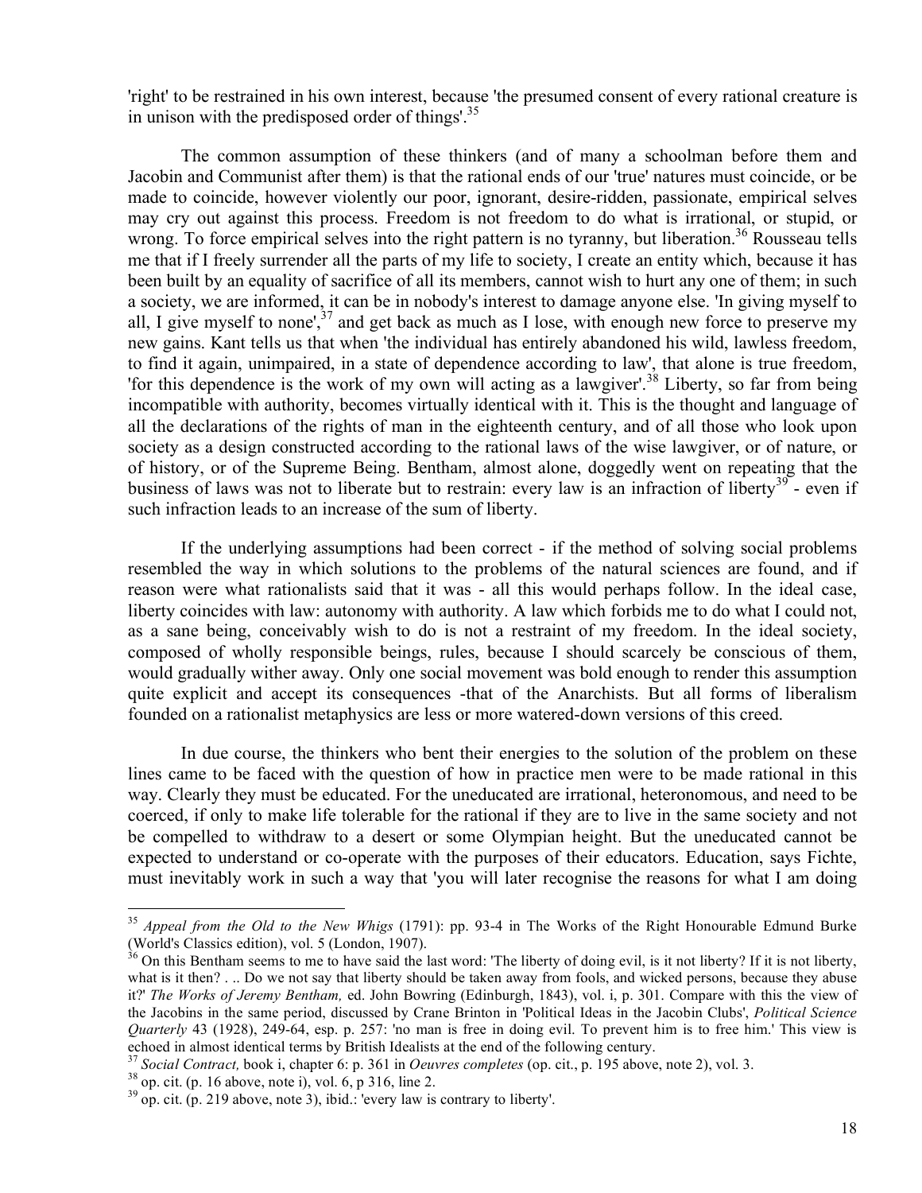'right' to be restrained in his own interest, because 'the presumed consent of every rational creature is in unison with the predisposed order of things'.[35]

The common assumption of these thinkers (and of many a schoolman before them and Jacobin and Communist after them) is that the rational ends of our 'true' natures must coincide, or be made to coincide, however violently our poor, ignorant, desire-ridden, passionate, empirical selves may cry out against this process. Freedom is not freedom to do what is irrational, or stupid, or wrong. To force empirical selves into the right pattern is no tyranny, but liberation.[36] Rousseau tells me that if I freely surrender all the parts of my life to society, I create an entity which, because it has been built by an equality of sacrifice of all its members, cannot wish to hurt any one of them; in such a society, we are informed, it can be in nobody's interest to damage anyone else. 'In giving myself to all, I give myself to none',[37] and get back as much as I lose, with enough new force to preserve my new gains. Kant tells us that when 'the individual has entirely abandoned his wild, lawless freedom, to find it again, unimpaired, in a state of dependence according to law', that alone is true freedom, 'for this dependence is the work of my own will acting as a lawgiver'.[38] Liberty, so far from being incompatible with authority, becomes virtually identical with it. This is the thought and language of all the declarations of the rights of man in the eighteenth century, and of all those who look upon society as a design constructed according to the rational laws of the wise lawgiver, or of nature, or of history, or of the Supreme Being. Bentham, almost alone, doggedly went on repeating that the business of laws was not to liberate but to restrain: every law is an infraction of liberty[39] - even if such infraction leads to an increase of the sum of liberty.

If the underlying assumptions had been correct - if the method of solving social problems resembled the way in which solutions to the problems of the natural sciences are found, and if reason were what rationalists said that it was - all this would perhaps follow. In the ideal case, liberty coincides with law: autonomy with authority. A law which forbids me to do what I could not, as a sane being, conceivably wish to do is not a restraint of my freedom. In the ideal society, composed of wholly responsible beings, rules, because I should scarcely be conscious of them, would gradually wither away. Only one social movement was bold enough to render this assumption quite explicit and accept its consequences -that of the Anarchists. But all forms of liberalism founded on a rationalist metaphysics are less or more watered-down versions of this creed.

In due course, the thinkers who bent their energies to the solution of the problem on these lines came to be faced with the question of how in practice men were to be made rational in this way. Clearly they must be educated. For the uneducated are irrational, heteronomous, and need to be coerced, if only to make life tolerable for the rational if they are to live in the same society and not be compelled to withdraw to a desert or some Olympian height. But the uneducated cannot be expected to understand or co-operate with the purposes of their educators. Education, says Fichte, must inevitably work in such a way that 'you will later recognise the reasons for what I am doing

---

[35] *Appeal from the Old to the New Whigs* (1791): pp. 93-4 in The Works of the Right Honourable Edmund Burke (World's Classics edition), vol. 5 (London, 1907).

[36] On this Bentham seems to me to have said the last word: 'The liberty of doing evil, is it not liberty? If it is not liberty, what is it then? . .. Do we not say that liberty should be taken away from fools, and wicked persons, because they abuse it?' *The Works of Jeremy Bentham,* ed. John Bowring (Edinburgh, 1843), vol. i, p. 301. Compare with this the view of the Jacobins in the same period, discussed by Crane Brinton in 'Political Ideas in the Jacobin Clubs', *Political Science Quarterly* 43 (1928), 249-64, esp. p. 257: 'no man is free in doing evil. To prevent him is to free him.' This view is echoed in almost identical terms by British Idealists at the end of the following century.

[37] *Social Contract,* book i, chapter 6: p. 361 in *Oeuvres completes* (op. cit., p. 195 above, note 2), vol. 3.

[38] op. cit. (p. 16 above, note i), vol. 6, p 316, line 2.

[39] op. cit. (p. 219 above, note 3), ibid.: 'every law is contrary to liberty'.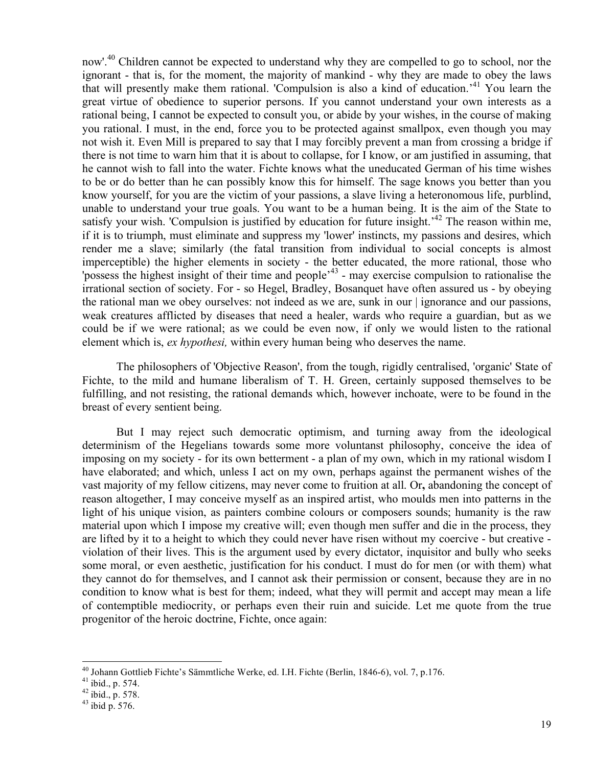now'.[40] Children cannot be expected to understand why they are compelled to go to school, nor the ignorant - that is, for the moment, the majority of mankind - why they are made to obey the laws that will presently make them rational. 'Compulsion is also a kind of education.'[41] You learn the great virtue of obedience to superior persons. If you cannot understand your own interests as a rational being, I cannot be expected to consult you, or abide by your wishes, in the course of making you rational. I must, in the end, force you to be protected against smallpox, even though you may not wish it. Even Mill is prepared to say that I may forcibly prevent a man from crossing a bridge if there is not time to warn him that it is about to collapse, for I know, or am justified in assuming, that he cannot wish to fall into the water. Fichte knows what the uneducated German of his time wishes to be or do better than he can possibly know this for himself. The sage knows you better than you know yourself, for you are the victim of your passions, a slave living a heteronomous life, purblind, unable to understand your true goals. You want to be a human being. It is the aim of the State to satisfy your wish. 'Compulsion is justified by education for future insight.'[42] The reason within me, if it is to triumph, must eliminate and suppress my 'lower' instincts, my passions and desires, which render me a slave; similarly (the fatal transition from individual to social concepts is almost imperceptible) the higher elements in society - the better educated, the more rational, those who 'possess the highest insight of their time and people'[43] - may exercise compulsion to rationalise the irrational section of society. For - so Hegel, Bradley, Bosanquet have often assured us - by obeying the rational man we obey ourselves: not indeed as we are, sunk in our | ignorance and our passions, weak creatures afflicted by diseases that need a healer, wards who require a guardian, but as we could be if we were rational; as we could be even now, if only we would listen to the rational element which is, *ex hypothesi,* within every human being who deserves the name.

The philosophers of 'Objective Reason', from the tough, rigidly centralised, 'organic' State of Fichte, to the mild and humane liberalism of T. H. Green, certainly supposed themselves to be fulfilling, and not resisting, the rational demands which, however inchoate, were to be found in the breast of every sentient being.

But I may reject such democratic optimism, and turning away from the ideological determinism of the Hegelians towards some more voluntanst philosophy, conceive the idea of imposing on my society - for its own betterment - a plan of my own, which in my rational wisdom I have elaborated; and which, unless I act on my own, perhaps against the permanent wishes of the vast majority of my fellow citizens, may never come to fruition at all. Or**,** abandoning the concept of reason altogether, I may conceive myself as an inspired artist, who moulds men into patterns in the light of his unique vision, as painters combine colours or composers sounds; humanity is the raw material upon which I impose my creative will; even though men suffer and die in the process, they are lifted by it to a height to which they could never have risen without my coercive - but creative - violation of their lives. This is the argument used by every dictator, inquisitor and bully who seeks some moral, or even aesthetic, justification for his conduct. I must do for men (or with them) what they cannot do for themselves, and I cannot ask their permission or consent, because they are in no condition to know what is best for them; indeed, what they will permit and accept may mean a life of contemptible mediocrity, or perhaps even their ruin and suicide. Let me quote from the true progenitor of the heroic doctrine, Fichte, once again:

---

[40] Johann Gottlieb Fichte's Sämmtliche Werke, ed. I.H. Fichte (Berlin, 1846-6), vol. 7, p.176.

[41] ibid., p. 574.

[42] ibid., p. 578.

[43] ibid p. 576.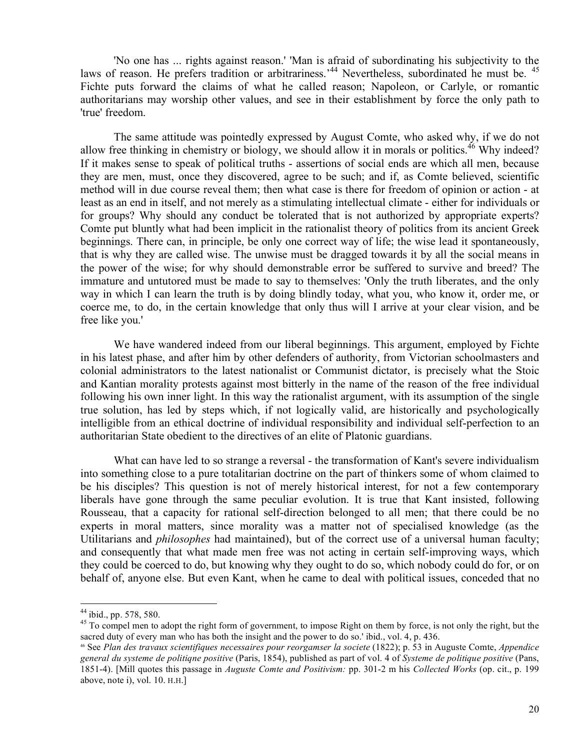'No one has ... rights against reason.' 'Man is afraid of subordinating his subjectivity to the laws of reason. He prefers tradition or arbitrariness.'[44] Nevertheless, subordinated he must be. [45] Fichte puts forward the claims of what he called reason; Napoleon, or Carlyle, or romantic authoritarians may worship other values, and see in their establishment by force the only path to 'true' freedom.

The same attitude was pointedly expressed by August Comte, who asked why, if we do not allow free thinking in chemistry or biology, we should allow it in morals or politics.[46] Why indeed? If it makes sense to speak of political truths - assertions of social ends are which all men, because they are men, must, once they discovered, agree to be such; and if, as Comte believed, scientific method will in due course reveal them; then what case is there for freedom of opinion or action - at least as an end in itself, and not merely as a stimulating intellectual climate - either for individuals or for groups? Why should any conduct be tolerated that is not authorized by appropriate experts? Comte put bluntly what had been implicit in the rationalist theory of politics from its ancient Greek beginnings. There can, in principle, be only one correct way of life; the wise lead it spontaneously, that is why they are called wise. The unwise must be dragged towards it by all the social means in the power of the wise; for why should demonstrable error be suffered to survive and breed? The immature and untutored must be made to say to themselves: 'Only the truth liberates, and the only way in which I can learn the truth is by doing blindly today, what you, who know it, order me, or coerce me, to do, in the certain knowledge that only thus will I arrive at your clear vision, and be free like you.'

We have wandered indeed from our liberal beginnings. This argument, employed by Fichte in his latest phase, and after him by other defenders of authority, from Victorian schoolmasters and colonial administrators to the latest nationalist or Communist dictator, is precisely what the Stoic and Kantian morality protests against most bitterly in the name of the reason of the free individual following his own inner light. In this way the rationalist argument, with its assumption of the single true solution, has led by steps which, if not logically valid, are historically and psychologically intelligible from an ethical doctrine of individual responsibility and individual self-perfection to an authoritarian State obedient to the directives of an elite of Platonic guardians.

What can have led to so strange a reversal - the transformation of Kant's severe individualism into something close to a pure totalitarian doctrine on the part of thinkers some of whom claimed to be his disciples? This question is not of merely historical interest, for not a few contemporary liberals have gone through the same peculiar evolution. It is true that Kant insisted, following Rousseau, that a capacity for rational self-direction belonged to all men; that there could be no experts in moral matters, since morality was a matter not of specialised knowledge (as the Utilitarians and *philosophes* had maintained), but of the correct use of a universal human faculty; and consequently that what made men free was not acting in certain self-improving ways, which they could be coerced to do, but knowing why they ought to do so, which nobody could do for, or on behalf of, anyone else. But even Kant, when he came to deal with political issues, conceded that no

---

[44] ibid., pp. 578, 580.

[45] To compel men to adopt the right form of government, to impose Right on them by force, is not only the right, but the sacred duty of every man who has both the insight and the power to do so.' ibid., vol. 4, p. 436.

[46] See *Plan des travaux scientifiques necessaires pour reorgamser la societe* (1822); p. 53 in Auguste Comte, *Appendice general du systeme de politiqne positive* (Paris, 1854), published as part of vol. 4 of *Systeme de politique positive* (Pans, 1851-4). [Mill quotes this passage in *Auguste Comte and Positivism:* pp. 301-2 m his *Collected Works* (op. cit., p. 199 above, note i), vol. 10. H.H.]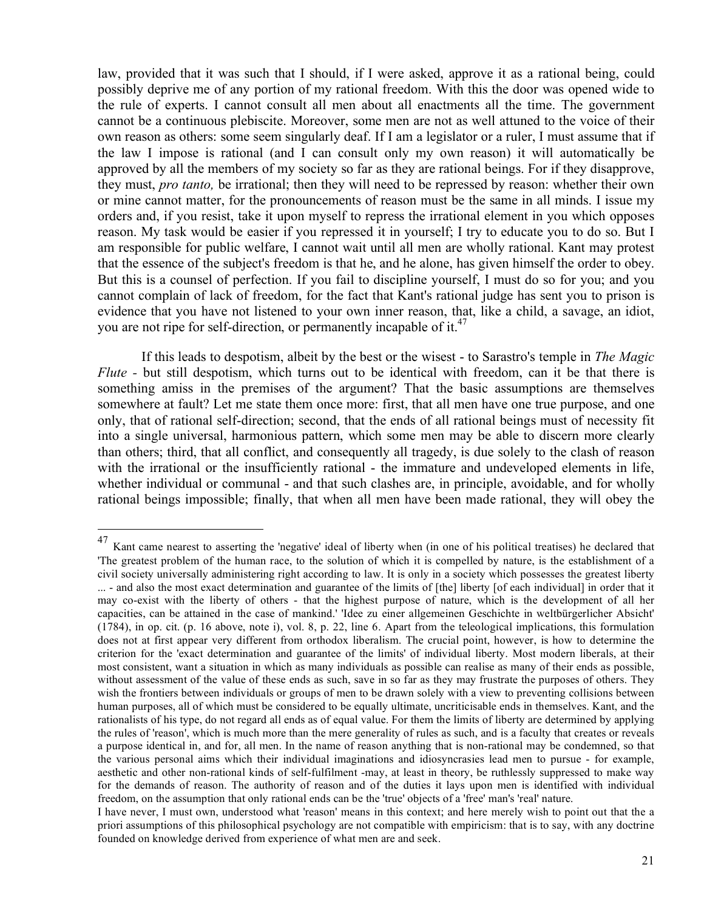law, provided that it was such that I should, if I were asked, approve it as a rational being, could possibly deprive me of any portion of my rational freedom. With this the door was opened wide to the rule of experts. I cannot consult all men about all enactments all the time. The government cannot be a continuous plebiscite. Moreover, some men are not as well attuned to the voice of their own reason as others: some seem singularly deaf. If I am a legislator or a ruler, I must assume that if the law I impose is rational (and I can consult only my own reason) it will automatically be approved by all the members of my society so far as they are rational beings. For if they disapprove, they must, *pro tanto,* be irrational; then they will need to be repressed by reason: whether their own or mine cannot matter, for the pronouncements of reason must be the same in all minds. I issue my orders and, if you resist, take it upon myself to repress the irrational element in you which opposes reason. My task would be easier if you repressed it in yourself; I try to educate you to do so. But I am responsible for public welfare, I cannot wait until all men are wholly rational. Kant may protest that the essence of the subject's freedom is that he, and he alone, has given himself the order to obey. But this is a counsel of perfection. If you fail to discipline yourself, I must do so for you; and you cannot complain of lack of freedom, for the fact that Kant's rational judge has sent you to prison is evidence that you have not listened to your own inner reason, that, like a child, a savage, an idiot, you are not ripe for self-direction, or permanently incapable of it.[47]

If this leads to despotism, albeit by the best or the wisest - to Sarastro's temple in *The Magic Flute* - but still despotism, which turns out to be identical with freedom, can it be that there is something amiss in the premises of the argument? That the basic assumptions are themselves somewhere at fault? Let me state them once more: first, that all men have one true purpose, and one only, that of rational self-direction; second, that the ends of all rational beings must of necessity fit into a single universal, harmonious pattern, which some men may be able to discern more clearly than others; third, that all conflict, and consequently all tragedy, is due solely to the clash of reason with the irrational or the insufficiently rational - the immature and undeveloped elements in life, whether individual or communal - and that such clashes are, in principle, avoidable, and for wholly rational beings impossible; finally, that when all men have been made rational, they will obey the

---

[47] Kant came nearest to asserting the 'negative' ideal of liberty when (in one of his political treatises) he declared that 'The greatest problem of the human race, to the solution of which it is compelled by nature, is the establishment of a civil society universally administering right according to law. It is only in a society which possesses the greatest liberty ... - and also the most exact determination and guarantee of the limits of [the] liberty [of each individual] in order that it may co-exist with the liberty of others - that the highest purpose of nature, which is the development of all her capacities, can be attained in the case of mankind.' 'Idee zu einer allgemeinen Geschichte in weltbürgerlicher Absicht' (1784), in op. cit. (p. 16 above, note i), vol. 8, p. 22, line 6. Apart from the teleological implications, this formulation does not at first appear very different from orthodox liberalism. The crucial point, however, is how to determine the criterion for the 'exact determination and guarantee of the limits' of individual liberty. Most modern liberals, at their most consistent, want a situation in which as many individuals as possible can realise as many of their ends as possible, without assessment of the value of these ends as such, save in so far as they may frustrate the purposes of others. They wish the frontiers between individuals or groups of men to be drawn solely with a view to preventing collisions between human purposes, all of which must be considered to be equally ultimate, uncriticisable ends in themselves. Kant, and the rationalists of his type, do not regard all ends as of equal value. For them the limits of liberty are determined by applying the rules of 'reason', which is much more than the mere generality of rules as such, and is a faculty that creates or reveals a purpose identical in, and for, all men. In the name of reason anything that is non-rational may be condemned, so that the various personal aims which their individual imaginations and idiosyncrasies lead men to pursue - for example, aesthetic and other non-rational kinds of self-fulfilment -may, at least in theory, be ruthlessly suppressed to make way for the demands of reason. The authority of reason and of the duties it lays upon men is identified with individual freedom, on the assumption that only rational ends can be the 'true' objects of a 'free' man's 'real' nature.

I have never, I must own, understood what 'reason' means in this context; and here merely wish to point out that the a priori assumptions of this philosophical psychology are not compatible with empiricism: that is to say, with any doctrine founded on knowledge derived from experience of what men are and seek.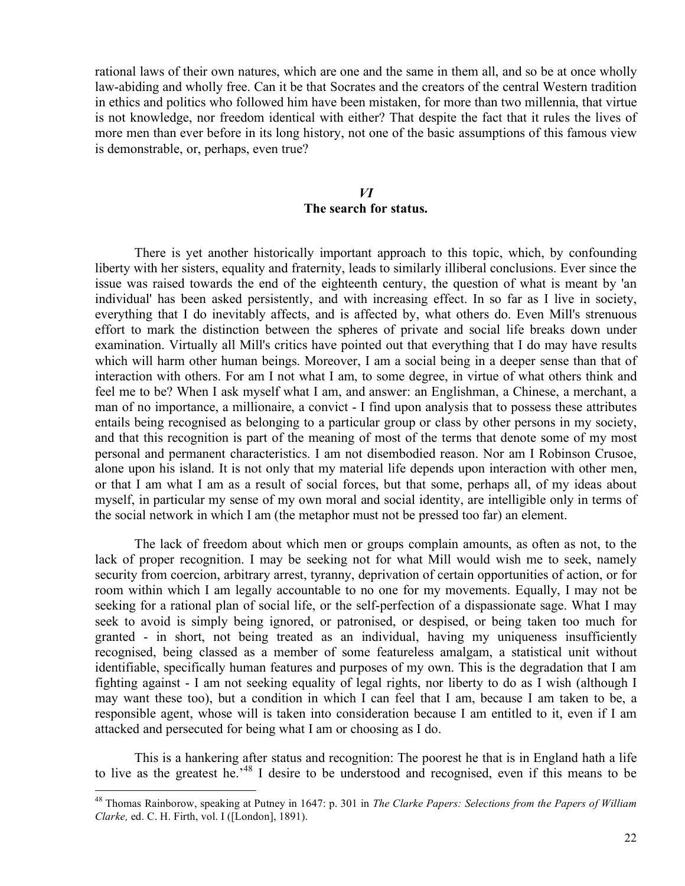rational laws of their own natures, which are one and the same in them all, and so be at once wholly law-abiding and wholly free. Can it be that Socrates and the creators of the central Western tradition in ethics and politics who followed him have been mistaken, for more than two millennia, that virtue is not knowledge, nor freedom identical with either? That despite the fact that it rules the lives of more men than ever before in its long history, not one of the basic assumptions of this famous view is demonstrable, or, perhaps, even true?

## *VI*
## The search for status.

There is yet another historically important approach to this topic, which, by confounding liberty with her sisters, equality and fraternity, leads to similarly illiberal conclusions. Ever since the issue was raised towards the end of the eighteenth century, the question of what is meant by 'an individual' has been asked persistently, and with increasing effect. In so far as I live in society, everything that I do inevitably affects, and is affected by, what others do. Even Mill's strenuous effort to mark the distinction between the spheres of private and social life breaks down under examination. Virtually all Mill's critics have pointed out that everything that I do may have results which will harm other human beings. Moreover, I am a social being in a deeper sense than that of interaction with others. For am I not what I am, to some degree, in virtue of what others think and feel me to be? When I ask myself what I am, and answer: an Englishman, a Chinese, a merchant, a man of no importance, a millionaire, a convict - I find upon analysis that to possess these attributes entails being recognised as belonging to a particular group or class by other persons in my society, and that this recognition is part of the meaning of most of the terms that denote some of my most personal and permanent characteristics. I am not disembodied reason. Nor am I Robinson Crusoe, alone upon his island. It is not only that my material life depends upon interaction with other men, or that I am what I am as a result of social forces, but that some, perhaps all, of my ideas about myself, in particular my sense of my own moral and social identity, are intelligible only in terms of the social network in which I am (the metaphor must not be pressed too far) an element.

The lack of freedom about which men or groups complain amounts, as often as not, to the lack of proper recognition. I may be seeking not for what Mill would wish me to seek, namely security from coercion, arbitrary arrest, tyranny, deprivation of certain opportunities of action, or for room within which I am legally accountable to no one for my movements. Equally, I may not be seeking for a rational plan of social life, or the self-perfection of a dispassionate sage. What I may seek to avoid is simply being ignored, or patronised, or despised, or being taken too much for granted - in short, not being treated as an individual, having my uniqueness insufficiently recognised, being classed as a member of some featureless amalgam, a statistical unit without identifiable, specifically human features and purposes of my own. This is the degradation that I am fighting against - I am not seeking equality of legal rights, nor liberty to do as I wish (although I may want these too), but a condition in which I can feel that I am, because I am taken to be, a responsible agent, whose will is taken into consideration because I am entitled to it, even if I am attacked and persecuted for being what I am or choosing as I do.

This is a hankering after status and recognition: The poorest he that is in England hath a life to live as the greatest he.'[48] I desire to be understood and recognised, even if this means to be

---

[48] Thomas Rainborow, speaking at Putney in 1647: p. 301 in *The Clarke Papers: Selections from the Papers of William Clarke,* ed. C. H. Firth, vol. I ([London], 1891).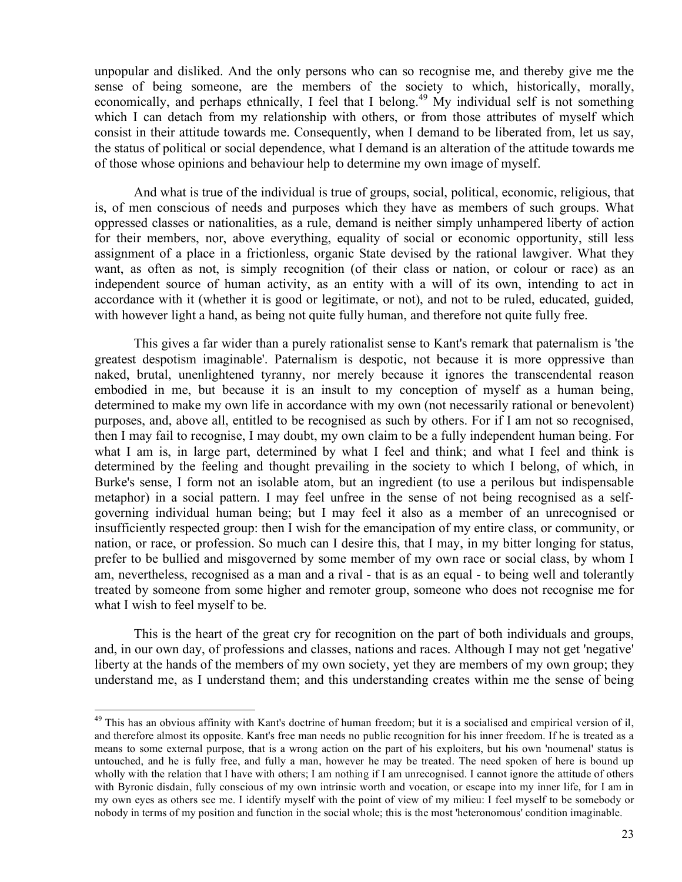unpopular and disliked. And the only persons who can so recognise me, and thereby give me the sense of being someone, are the members of the society to which, historically, morally, economically, and perhaps ethnically, I feel that I belong.[49] My individual self is not something which I can detach from my relationship with others, or from those attributes of myself which consist in their attitude towards me. Consequently, when I demand to be liberated from, let us say, the status of political or social dependence, what I demand is an alteration of the attitude towards me of those whose opinions and behaviour help to determine my own image of myself.

And what is true of the individual is true of groups, social, political, economic, religious, that is, of men conscious of needs and purposes which they have as members of such groups. What oppressed classes or nationalities, as a rule, demand is neither simply unhampered liberty of action for their members, nor, above everything, equality of social or economic opportunity, still less assignment of a place in a frictionless, organic State devised by the rational lawgiver. What they want, as often as not, is simply recognition (of their class or nation, or colour or race) as an independent source of human activity, as an entity with a will of its own, intending to act in accordance with it (whether it is good or legitimate, or not), and not to be ruled, educated, guided, with however light a hand, as being not quite fully human, and therefore not quite fully free.

This gives a far wider than a purely rationalist sense to Kant's remark that paternalism is 'the greatest despotism imaginable'. Paternalism is despotic, not because it is more oppressive than naked, brutal, unenlightened tyranny, nor merely because it ignores the transcendental reason embodied in me, but because it is an insult to my conception of myself as a human being, determined to make my own life in accordance with my own (not necessarily rational or benevolent) purposes, and, above all, entitled to be recognised as such by others. For if I am not so recognised, then I may fail to recognise, I may doubt, my own claim to be a fully independent human being. For what I am is, in large part, determined by what I feel and think; and what I feel and think is determined by the feeling and thought prevailing in the society to which I belong, of which, in Burke's sense, I form not an isolable atom, but an ingredient (to use a perilous but indispensable metaphor) in a social pattern. I may feel unfree in the sense of not being recognised as a self-governing individual human being; but I may feel it also as a member of an unrecognised or insufficiently respected group: then I wish for the emancipation of my entire class, or community, or nation, or race, or profession. So much can I desire this, that I may, in my bitter longing for status, prefer to be bullied and misgoverned by some member of my own race or social class, by whom I am, nevertheless, recognised as a man and a rival - that is as an equal - to being well and tolerantly treated by someone from some higher and remoter group, someone who does not recognise me for what I wish to feel myself to be.

This is the heart of the great cry for recognition on the part of both individuals and groups, and, in our own day, of professions and classes, nations and races. Although I may not get 'negative' liberty at the hands of the members of my own society, yet they are members of my own group; they understand me, as I understand them; and this understanding creates within me the sense of being

---

[49] This has an obvious affinity with Kant's doctrine of human freedom; but it is a socialised and empirical version of il, and therefore almost its opposite. Kant's free man needs no public recognition for his inner freedom. If he is treated as a means to some external purpose, that is a wrong action on the part of his exploiters, but his own 'noumenal' status is untouched, and he is fully free, and fully a man, however he may be treated. The need spoken of here is bound up wholly with the relation that I have with others; I am nothing if I am unrecognised. I cannot ignore the attitude of others with Byronic disdain, fully conscious of my own intrinsic worth and vocation, or escape into my inner life, for I am in my own eyes as others see me. I identify myself with the point of view of my milieu: I feel myself to be somebody or nobody in terms of my position and function in the social whole; this is the most 'heteronomous' condition imaginable.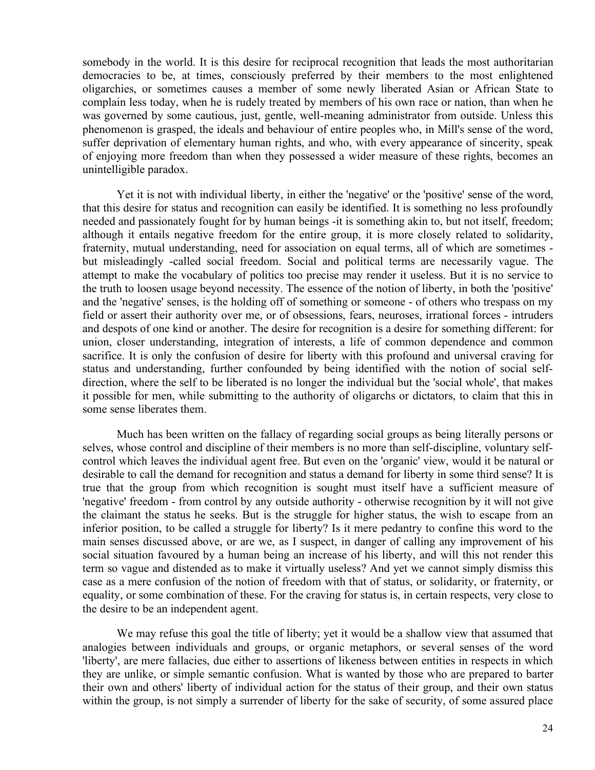somebody in the world. It is this desire for reciprocal recognition that leads the most authoritarian democracies to be, at times, consciously preferred by their members to the most enlightened oligarchies, or sometimes causes a member of some newly liberated Asian or African State to complain less today, when he is rudely treated by members of his own race or nation, than when he was governed by some cautious, just, gentle, well-meaning administrator from outside. Unless this phenomenon is grasped, the ideals and behaviour of entire peoples who, in Mill's sense of the word, suffer deprivation of elementary human rights, and who, with every appearance of sincerity, speak of enjoying more freedom than when they possessed a wider measure of these rights, becomes an unintelligible paradox.

Yet it is not with individual liberty, in either the 'negative' or the 'positive' sense of the word, that this desire for status and recognition can easily be identified. It is something no less profoundly needed and passionately fought for by human beings -it is something akin to, but not itself, freedom; although it entails negative freedom for the entire group, it is more closely related to solidarity, fraternity, mutual understanding, need for association on equal terms, all of which are sometimes - but misleadingly -called social freedom. Social and political terms are necessarily vague. The attempt to make the vocabulary of politics too precise may render it useless. But it is no service to the truth to loosen usage beyond necessity. The essence of the notion of liberty, in both the 'positive' and the 'negative' senses, is the holding off of something or someone - of others who trespass on my field or assert their authority over me, or of obsessions, fears, neuroses, irrational forces - intruders and despots of one kind or another. The desire for recognition is a desire for something different: for union, closer understanding, integration of interests, a life of common dependence and common sacrifice. It is only the confusion of desire for liberty with this profound and universal craving for status and understanding, further confounded by being identified with the notion of social self-direction, where the self to be liberated is no longer the individual but the 'social whole', that makes it possible for men, while submitting to the authority of oligarchs or dictators, to claim that this in some sense liberates them.

Much has been written on the fallacy of regarding social groups as being literally persons or selves, whose control and discipline of their members is no more than self-discipline, voluntary self-control which leaves the individual agent free. But even on the 'organic' view, would it be natural or desirable to call the demand for recognition and status a demand for liberty in some third sense? It is true that the group from which recognition is sought must itself have a sufficient measure of 'negative' freedom - from control by any outside authority - otherwise recognition by it will not give the claimant the status he seeks. But is the struggle for higher status, the wish to escape from an inferior position, to be called a struggle for liberty? Is it mere pedantry to confine this word to the main senses discussed above, or are we, as I suspect, in danger of calling any improvement of his social situation favoured by a human being an increase of his liberty, and will this not render this term so vague and distended as to make it virtually useless? And yet we cannot simply dismiss this case as a mere confusion of the notion of freedom with that of status, or solidarity, or fraternity, or equality, or some combination of these. For the craving for status is, in certain respects, very close to the desire to be an independent agent.

We may refuse this goal the title of liberty; yet it would be a shallow view that assumed that analogies between individuals and groups, or organic metaphors, or several senses of the word 'liberty', are mere fallacies, due either to assertions of likeness between entities in respects in which they are unlike, or simple semantic confusion. What is wanted by those who are prepared to barter their own and others' liberty of individual action for the status of their group, and their own status within the group, is not simply a surrender of liberty for the sake of security, of some assured place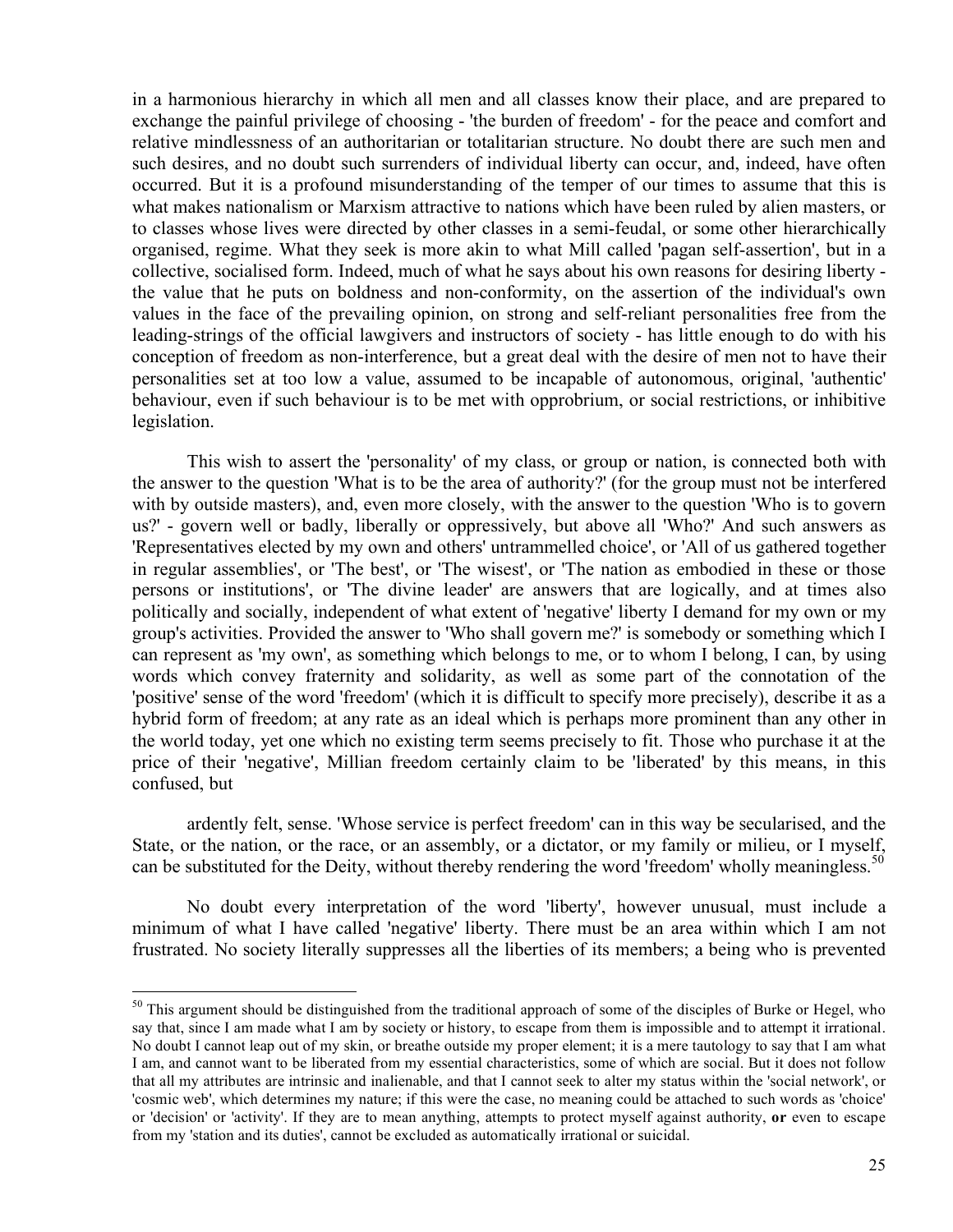in a harmonious hierarchy in which all men and all classes know their place, and are prepared to exchange the painful privilege of choosing - 'the burden of freedom' - for the peace and comfort and relative mindlessness of an authoritarian or totalitarian structure. No doubt there are such men and such desires, and no doubt such surrenders of individual liberty can occur, and, indeed, have often occurred. But it is a profound misunderstanding of the temper of our times to assume that this is what makes nationalism or Marxism attractive to nations which have been ruled by alien masters, or to classes whose lives were directed by other classes in a semi-feudal, or some other hierarchically organised, regime. What they seek is more akin to what Mill called 'pagan self-assertion', but in a collective, socialised form. Indeed, much of what he says about his own reasons for desiring liberty - the value that he puts on boldness and non-conformity, on the assertion of the individual's own values in the face of the prevailing opinion, on strong and self-reliant personalities free from the leading-strings of the official lawgivers and instructors of society - has little enough to do with his conception of freedom as non-interference, but a great deal with the desire of men not to have their personalities set at too low a value, assumed to be incapable of autonomous, original, 'authentic' behaviour, even if such behaviour is to be met with opprobrium, or social restrictions, or inhibitive legislation.

This wish to assert the 'personality' of my class, or group or nation, is connected both with the answer to the question 'What is to be the area of authority?' (for the group must not be interfered with by outside masters), and, even more closely, with the answer to the question 'Who is to govern us?' - govern well or badly, liberally or oppressively, but above all 'Who?' And such answers as 'Representatives elected by my own and others' untrammelled choice', or 'All of us gathered together in regular assemblies', or 'The best', or 'The wisest', or 'The nation as embodied in these or those persons or institutions', or 'The divine leader' are answers that are logically, and at times also politically and socially, independent of what extent of 'negative' liberty I demand for my own or my group's activities. Provided the answer to 'Who shall govern me?' is somebody or something which I can represent as 'my own', as something which belongs to me, or to whom I belong, I can, by using words which convey fraternity and solidarity, as well as some part of the connotation of the 'positive' sense of the word 'freedom' (which it is difficult to specify more precisely), describe it as a hybrid form of freedom; at any rate as an ideal which is perhaps more prominent than any other in the world today, yet one which no existing term seems precisely to fit. Those who purchase it at the price of their 'negative', Millian freedom certainly claim to be 'liberated' by this means, in this confused, but ardently felt, sense. 'Whose service is perfect freedom' can in this way be secularised, and the State, or the nation, or the race, or an assembly, or a dictator, or my family or milieu, or I myself, can be substituted for the Deity, without thereby rendering the word 'freedom' wholly meaningless.[50]

No doubt every interpretation of the word 'liberty', however unusual, must include a minimum of what I have called 'negative' liberty. There must be an area within which I am not frustrated. No society literally suppresses all the liberties of its members; a being who is prevented

---

[50] This argument should be distinguished from the traditional approach of some of the disciples of Burke or Hegel, who say that, since I am made what I am by society or history, to escape from them is impossible and to attempt it irrational. No doubt I cannot leap out of my skin, or breathe outside my proper element; it is a mere tautology to say that I am what I am, and cannot want to be liberated from my essential characteristics, some of which are social. But it does not follow that all my attributes are intrinsic and inalienable, and that I cannot seek to alter my status within the 'social network', or 'cosmic web', which determines my nature; if this were the case, no meaning could be attached to such words as 'choice' or 'decision' or 'activity'. If they are to mean anything, attempts to protect myself against authority, **or** even to escape from my 'station and its duties', cannot be excluded as automatically irrational or suicidal.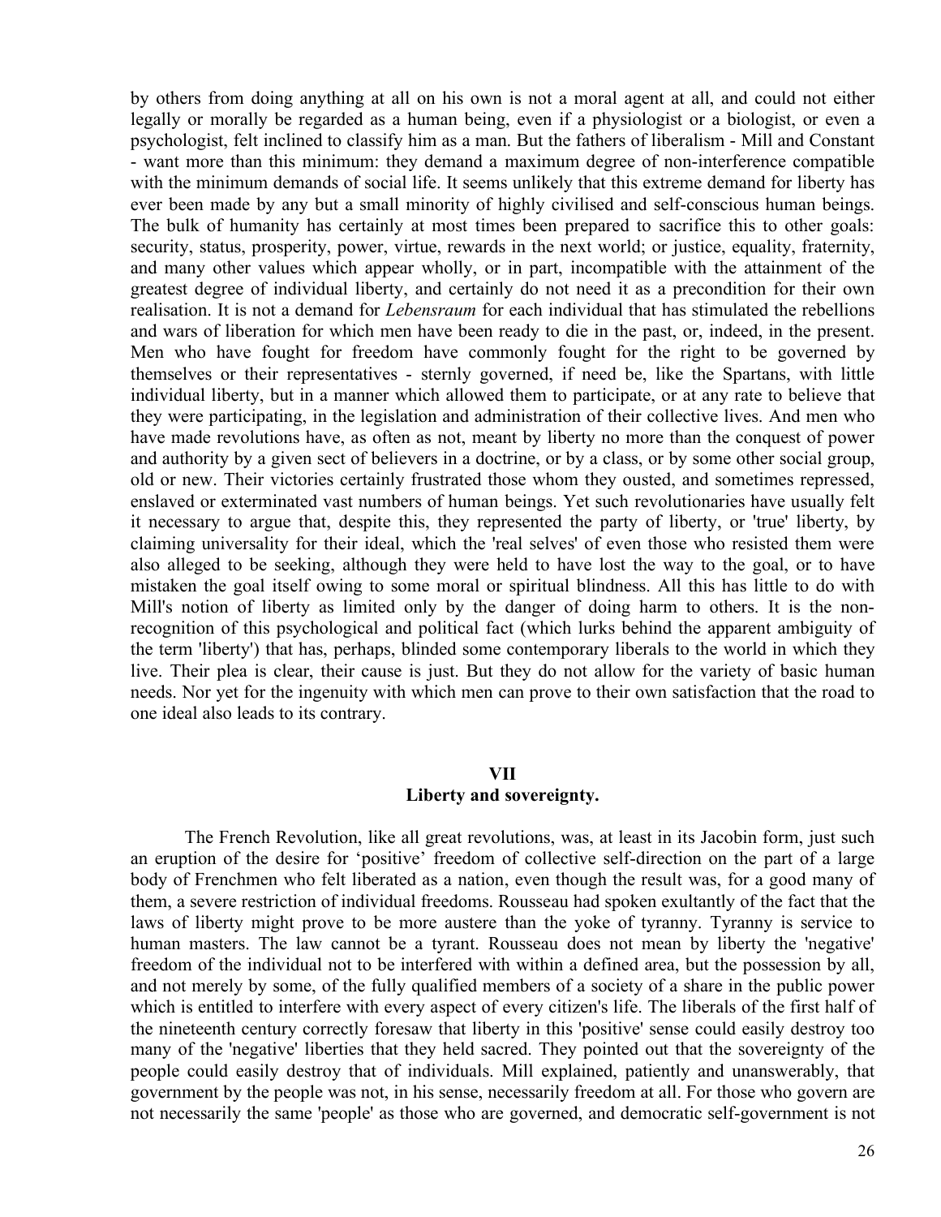by others from doing anything at all on his own is not a moral agent at all, and could not either legally or morally be regarded as a human being, even if a physiologist or a biologist, or even a psychologist, felt inclined to classify him as a man. But the fathers of liberalism - Mill and Constant - want more than this minimum: they demand a maximum degree of non-interference compatible with the minimum demands of social life. It seems unlikely that this extreme demand for liberty has ever been made by any but a small minority of highly civilised and self-conscious human beings. The bulk of humanity has certainly at most times been prepared to sacrifice this to other goals: security, status, prosperity, power, virtue, rewards in the next world; or justice, equality, fraternity, and many other values which appear wholly, or in part, incompatible with the attainment of the greatest degree of individual liberty, and certainly do not need it as a precondition for their own realisation. It is not a demand for *Lebensraum* for each individual that has stimulated the rebellions and wars of liberation for which men have been ready to die in the past, or, indeed, in the present. Men who have fought for freedom have commonly fought for the right to be governed by themselves or their representatives - sternly governed, if need be, like the Spartans, with little individual liberty, but in a manner which allowed them to participate, or at any rate to believe that they were participating, in the legislation and administration of their collective lives. And men who have made revolutions have, as often as not, meant by liberty no more than the conquest of power and authority by a given sect of believers in a doctrine, or by a class, or by some other social group, old or new. Their victories certainly frustrated those whom they ousted, and sometimes repressed, enslaved or exterminated vast numbers of human beings. Yet such revolutionaries have usually felt it necessary to argue that, despite this, they represented the party of liberty, or 'true' liberty, by claiming universality for their ideal, which the 'real selves' of even those who resisted them were also alleged to be seeking, although they were held to have lost the way to the goal, or to have mistaken the goal itself owing to some moral or spiritual blindness. All this has little to do with Mill's notion of liberty as limited only by the danger of doing harm to others. It is the non-recognition of this psychological and political fact (which lurks behind the apparent ambiguity of the term 'liberty') that has, perhaps, blinded some contemporary liberals to the world in which they live. Their plea is clear, their cause is just. But they do not allow for the variety of basic human needs. Nor yet for the ingenuity with which men can prove to their own satisfaction that the road to one ideal also leads to its contrary.

## VII
## Liberty and sovereignty.

The French Revolution, like all great revolutions, was, at least in its Jacobin form, just such an eruption of the desire for 'positive' freedom of collective self-direction on the part of a large body of Frenchmen who felt liberated as a nation, even though the result was, for a good many of them, a severe restriction of individual freedoms. Rousseau had spoken exultantly of the fact that the laws of liberty might prove to be more austere than the yoke of tyranny. Tyranny is service to human masters. The law cannot be a tyrant. Rousseau does not mean by liberty the 'negative' freedom of the individual not to be interfered with within a defined area, but the possession by all, and not merely by some, of the fully qualified members of a society of a share in the public power which is entitled to interfere with every aspect of every citizen's life. The liberals of the first half of the nineteenth century correctly foresaw that liberty in this 'positive' sense could easily destroy too many of the 'negative' liberties that they held sacred. They pointed out that the sovereignty of the people could easily destroy that of individuals. Mill explained, patiently and unanswerably, that government by the people was not, in his sense, necessarily freedom at all. For those who govern are not necessarily the same 'people' as those who are governed, and democratic self-government is not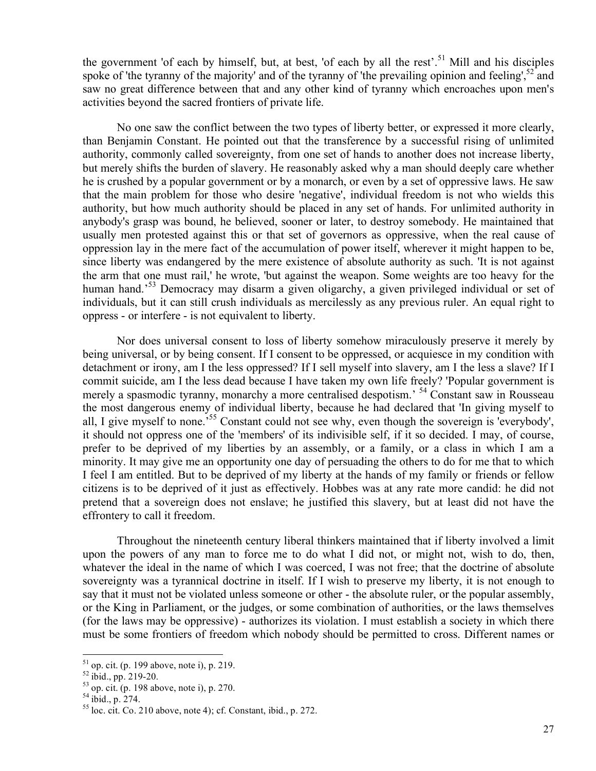the government 'of each by himself, but, at best, 'of each by all the rest'.[51] Mill and his disciples spoke of 'the tyranny of the majority' and of the tyranny of 'the prevailing opinion and feeling',[52] and saw no great difference between that and any other kind of tyranny which encroaches upon men's activities beyond the sacred frontiers of private life.

No one saw the conflict between the two types of liberty better, or expressed it more clearly, than Benjamin Constant. He pointed out that the transference by a successful rising of unlimited authority, commonly called sovereignty, from one set of hands to another does not increase liberty, but merely shifts the burden of slavery. He reasonably asked why a man should deeply care whether he is crushed by a popular government or by a monarch, or even by a set of oppressive laws. He saw that the main problem for those who desire 'negative', individual freedom is not who wields this authority, but how much authority should be placed in any set of hands. For unlimited authority in anybody's grasp was bound, he believed, sooner or later, to destroy somebody. He maintained that usually men protested against this or that set of governors as oppressive, when the real cause of oppression lay in the mere fact of the accumulation of power itself, wherever it might happen to be, since liberty was endangered by the mere existence of absolute authority as such. 'It is not against the arm that one must rail,' he wrote, 'but against the weapon. Some weights are too heavy for the human hand.'[53] Democracy may disarm a given oligarchy, a given privileged individual or set of individuals, but it can still crush individuals as mercilessly as any previous ruler. An equal right to oppress - or interfere - is not equivalent to liberty.

Nor does universal consent to loss of liberty somehow miraculously preserve it merely by being universal, or by being consent. If I consent to be oppressed, or acquiesce in my condition with detachment or irony, am I the less oppressed? If I sell myself into slavery, am I the less a slave? If I commit suicide, am I the less dead because I have taken my own life freely? 'Popular government is merely a spasmodic tyranny, monarchy a more centralised despotism.'[54] Constant saw in Rousseau the most dangerous enemy of individual liberty, because he had declared that 'In giving myself to all, I give myself to none.'[55] Constant could not see why, even though the sovereign is 'everybody', it should not oppress one of the 'members' of its indivisible self, if it so decided. I may, of course, prefer to be deprived of my liberties by an assembly, or a family, or a class in which I am a minority. It may give me an opportunity one day of persuading the others to do for me that to which I feel I am entitled. But to be deprived of my liberty at the hands of my family or friends or fellow citizens is to be deprived of it just as effectively. Hobbes was at any rate more candid: he did not pretend that a sovereign does not enslave; he justified this slavery, but at least did not have the effrontery to call it freedom.

Throughout the nineteenth century liberal thinkers maintained that if liberty involved a limit upon the powers of any man to force me to do what I did not, or might not, wish to do, then, whatever the ideal in the name of which I was coerced, I was not free; that the doctrine of absolute sovereignty was a tyrannical doctrine in itself. If I wish to preserve my liberty, it is not enough to say that it must not be violated unless someone or other - the absolute ruler, or the popular assembly, or the King in Parliament, or the judges, or some combination of authorities, or the laws themselves (for the laws may be oppressive) - authorizes its violation. I must establish a society in which there must be some frontiers of freedom which nobody should be permitted to cross. Different names or

---

[51] op. cit. (p. 199 above, note i), p. 219.

[52] ibid., pp. 219-20.

[53] op. cit. (p. 198 above, note i), p. 270.

[54] ibid., p. 274.

[55] loc. cit. Co. 210 above, note 4); cf. Constant, ibid., p. 272.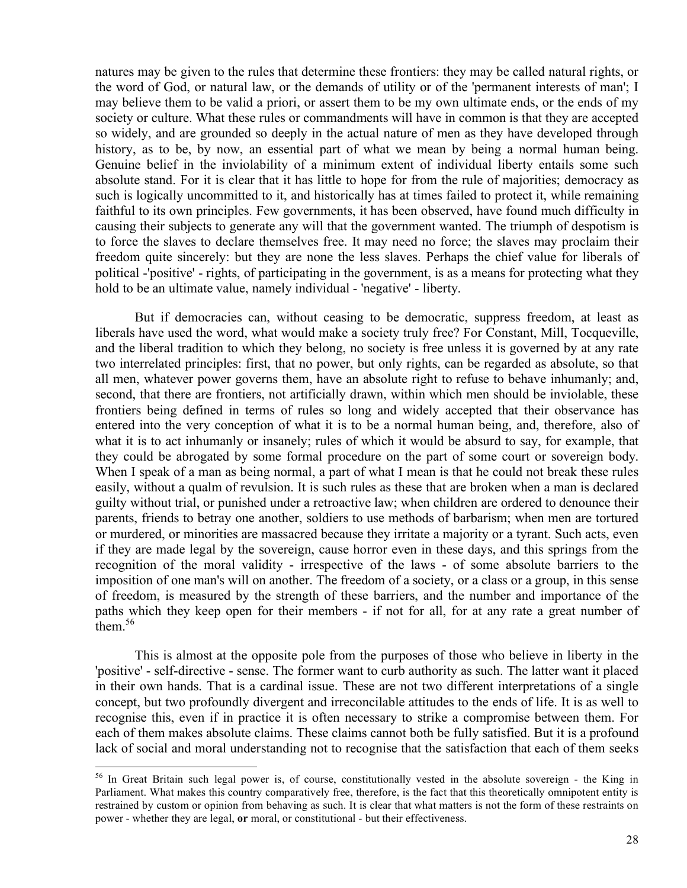natures may be given to the rules that determine these frontiers: they may be called natural rights, or the word of God, or natural law, or the demands of utility or of the 'permanent interests of man'; I may believe them to be valid a priori, or assert them to be my own ultimate ends, or the ends of my society or culture. What these rules or commandments will have in common is that they are accepted so widely, and are grounded so deeply in the actual nature of men as they have developed through history, as to be, by now, an essential part of what we mean by being a normal human being. Genuine belief in the inviolability of a minimum extent of individual liberty entails some such absolute stand. For it is clear that it has little to hope for from the rule of majorities; democracy as such is logically uncommitted to it, and historically has at times failed to protect it, while remaining faithful to its own principles. Few governments, it has been observed, have found much difficulty in causing their subjects to generate any will that the government wanted. The triumph of despotism is to force the slaves to declare themselves free. It may need no force; the slaves may proclaim their freedom quite sincerely: but they are none the less slaves. Perhaps the chief value for liberals of political -'positive' - rights, of participating in the government, is as a means for protecting what they hold to be an ultimate value, namely individual - 'negative' - liberty.

But if democracies can, without ceasing to be democratic, suppress freedom, at least as liberals have used the word, what would make a society truly free? For Constant, Mill, Tocqueville, and the liberal tradition to which they belong, no society is free unless it is governed by at any rate two interrelated principles: first, that no power, but only rights, can be regarded as absolute, so that all men, whatever power governs them, have an absolute right to refuse to behave inhumanly; and, second, that there are frontiers, not artificially drawn, within which men should be inviolable, these frontiers being defined in terms of rules so long and widely accepted that their observance has entered into the very conception of what it is to be a normal human being, and, therefore, also of what it is to act inhumanly or insanely; rules of which it would be absurd to say, for example, that they could be abrogated by some formal procedure on the part of some court or sovereign body. When I speak of a man as being normal, a part of what I mean is that he could not break these rules easily, without a qualm of revulsion. It is such rules as these that are broken when a man is declared guilty without trial, or punished under a retroactive law; when children are ordered to denounce their parents, friends to betray one another, soldiers to use methods of barbarism; when men are tortured or murdered, or minorities are massacred because they irritate a majority or a tyrant. Such acts, even if they are made legal by the sovereign, cause horror even in these days, and this springs from the recognition of the moral validity - irrespective of the laws - of some absolute barriers to the imposition of one man's will on another. The freedom of a society, or a class or a group, in this sense of freedom, is measured by the strength of these barriers, and the number and importance of the paths which they keep open for their members - if not for all, for at any rate a great number of them.[56]

This is almost at the opposite pole from the purposes of those who believe in liberty in the 'positive' - self-directive - sense. The former want to curb authority as such. The latter want it placed in their own hands. That is a cardinal issue. These are not two different interpretations of a single concept, but two profoundly divergent and irreconcilable attitudes to the ends of life. It is as well to recognise this, even if in practice it is often necessary to strike a compromise between them. For each of them makes absolute claims. These claims cannot both be fully satisfied. But it is a profound lack of social and moral understanding not to recognise that the satisfaction that each of them seeks

---

[56] In Great Britain such legal power is, of course, constitutionally vested in the absolute sovereign - the King in Parliament. What makes this country comparatively free, therefore, is the fact that this theoretically omnipotent entity is restrained by custom or opinion from behaving as such. It is clear that what matters is not the form of these restraints on power - whether they are legal, **or** moral, or constitutional - but their effectiveness.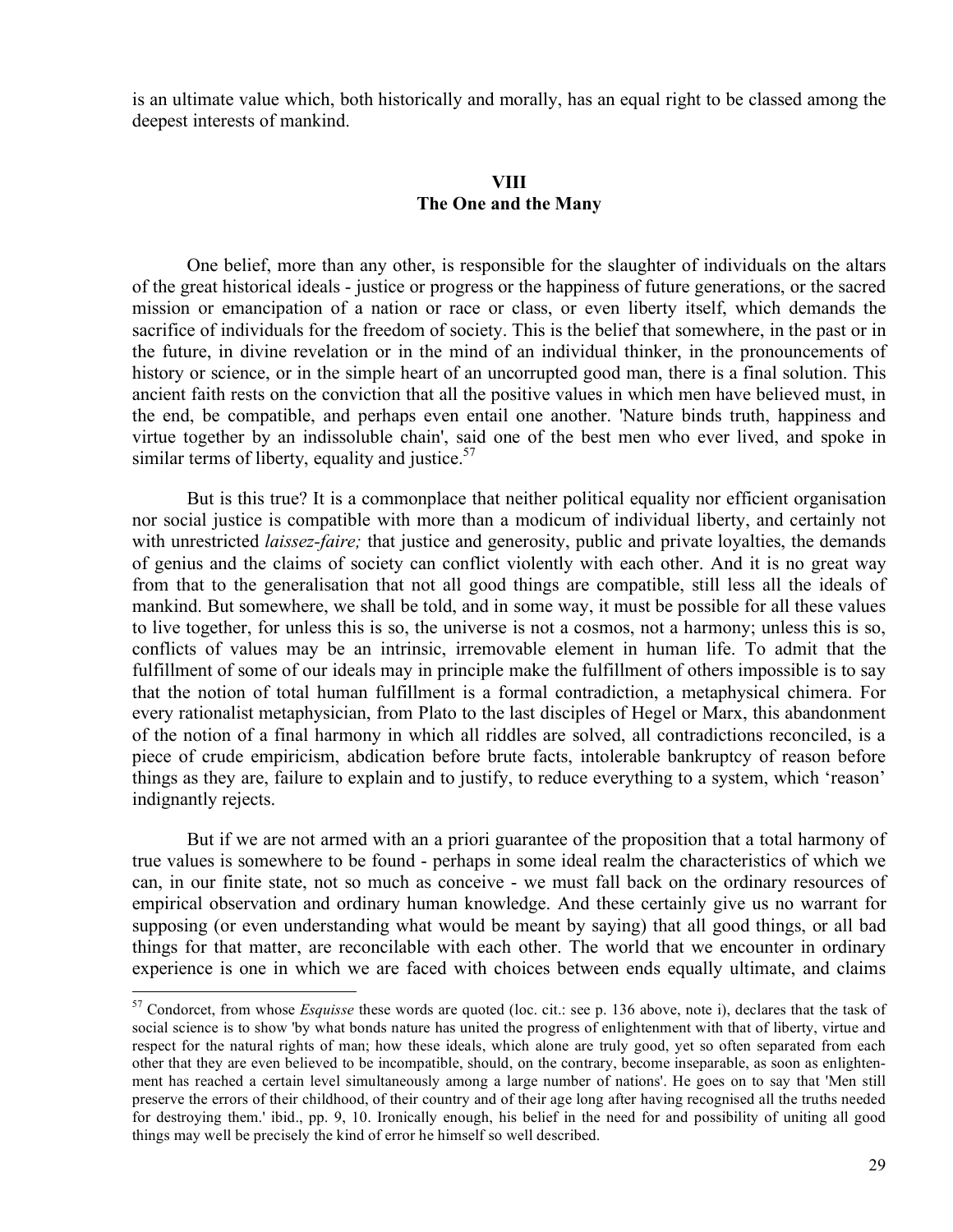is an ultimate value which, both historically and morally, has an equal right to be classed among the deepest interests of mankind.

## VIII
## The One and the Many

One belief, more than any other, is responsible for the slaughter of individuals on the altars of the great historical ideals - justice or progress or the happiness of future generations, or the sacred mission or emancipation of a nation or race or class, or even liberty itself, which demands the sacrifice of individuals for the freedom of society. This is the belief that somewhere, in the past or in the future, in divine revelation or in the mind of an individual thinker, in the pronouncements of history or science, or in the simple heart of an uncorrupted good man, there is a final solution. This ancient faith rests on the conviction that all the positive values in which men have believed must, in the end, be compatible, and perhaps even entail one another. 'Nature binds truth, happiness and virtue together by an indissoluble chain', said one of the best men who ever lived, and spoke in similar terms of liberty, equality and justice.[57]

But is this true? It is a commonplace that neither political equality nor efficient organisation nor social justice is compatible with more than a modicum of individual liberty, and certainly not with unrestricted *laissez-faire;* that justice and generosity, public and private loyalties, the demands of genius and the claims of society can conflict violently with each other. And it is no great way from that to the generalisation that not all good things are compatible, still less all the ideals of mankind. But somewhere, we shall be told, and in some way, it must be possible for all these values to live together, for unless this is so, the universe is not a cosmos, not a harmony; unless this is so, conflicts of values may be an intrinsic, irremovable element in human life. To admit that the fulfillment of some of our ideals may in principle make the fulfillment of others impossible is to say that the notion of total human fulfillment is a formal contradiction, a metaphysical chimera. For every rationalist metaphysician, from Plato to the last disciples of Hegel or Marx, this abandonment of the notion of a final harmony in which all riddles are solved, all contradictions reconciled, is a piece of crude empiricism, abdication before brute facts, intolerable bankruptcy of reason before things as they are, failure to explain and to justify, to reduce everything to a system, which 'reason' indignantly rejects.

But if we are not armed with an a priori guarantee of the proposition that a total harmony of true values is somewhere to be found - perhaps in some ideal realm the characteristics of which we can, in our finite state, not so much as conceive - we must fall back on the ordinary resources of empirical observation and ordinary human knowledge. And these certainly give us no warrant for supposing (or even understanding what would be meant by saying) that all good things, or all bad things for that matter, are reconcilable with each other. The world that we encounter in ordinary experience is one in which we are faced with choices between ends equally ultimate, and claims

---

[57] Condorcet, from whose *Esquisse* these words are quoted (loc. cit.: see p. 136 above, note i), declares that the task of social science is to show 'by what bonds nature has united the progress of enlightenment with that of liberty, virtue and respect for the natural rights of man; how these ideals, which alone are truly good, yet so often separated from each other that they are even believed to be incompatible, should, on the contrary, become inseparable, as soon as enlightenment has reached a certain level simultaneously among a large number of nations'. He goes on to say that 'Men still preserve the errors of their childhood, of their country and of their age long after having recognised all the truths needed for destroying them.' ibid., pp. 9, 10. Ironically enough, his belief in the need for and possibility of uniting all good things may well be precisely the kind of error he himself so well described.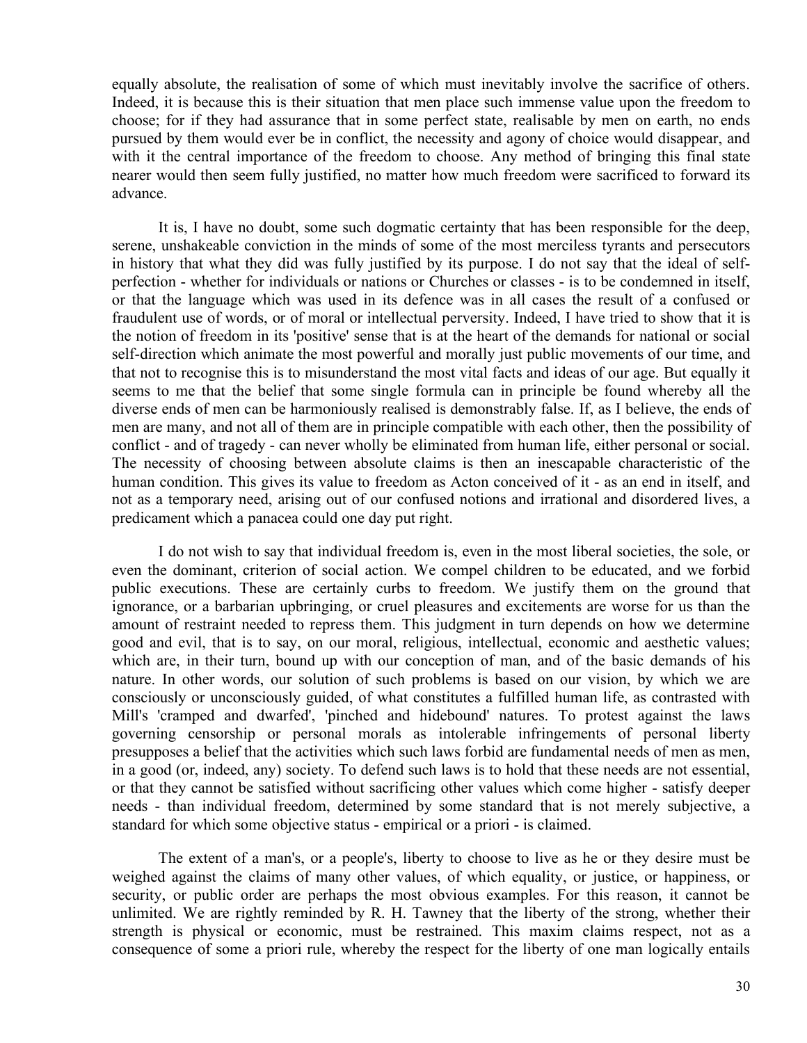equally absolute, the realisation of some of which must inevitably involve the sacrifice of others. Indeed, it is because this is their situation that men place such immense value upon the freedom to choose; for if they had assurance that in some perfect state, realisable by men on earth, no ends pursued by them would ever be in conflict, the necessity and agony of choice would disappear, and with it the central importance of the freedom to choose. Any method of bringing this final state nearer would then seem fully justified, no matter how much freedom were sacrificed to forward its advance.

It is, I have no doubt, some such dogmatic certainty that has been responsible for the deep, serene, unshakeable conviction in the minds of some of the most merciless tyrants and persecutors in history that what they did was fully justified by its purpose. I do not say that the ideal of self-perfection - whether for individuals or nations or Churches or classes - is to be condemned in itself, or that the language which was used in its defence was in all cases the result of a confused or fraudulent use of words, or of moral or intellectual perversity. Indeed, I have tried to show that it is the notion of freedom in its 'positive' sense that is at the heart of the demands for national or social self-direction which animate the most powerful and morally just public movements of our time, and that not to recognise this is to misunderstand the most vital facts and ideas of our age. But equally it seems to me that the belief that some single formula can in principle be found whereby all the diverse ends of men can be harmoniously realised is demonstrably false. If, as I believe, the ends of men are many, and not all of them are in principle compatible with each other, then the possibility of conflict - and of tragedy - can never wholly be eliminated from human life, either personal or social. The necessity of choosing between absolute claims is then an inescapable characteristic of the human condition. This gives its value to freedom as Acton conceived of it - as an end in itself, and not as a temporary need, arising out of our confused notions and irrational and disordered lives, a predicament which a panacea could one day put right.

I do not wish to say that individual freedom is, even in the most liberal societies, the sole, or even the dominant, criterion of social action. We compel children to be educated, and we forbid public executions. These are certainly curbs to freedom. We justify them on the ground that ignorance, or a barbarian upbringing, or cruel pleasures and excitements are worse for us than the amount of restraint needed to repress them. This judgment in turn depends on how we determine good and evil, that is to say, on our moral, religious, intellectual, economic and aesthetic values; which are, in their turn, bound up with our conception of man, and of the basic demands of his nature. In other words, our solution of such problems is based on our vision, by which we are consciously or unconsciously guided, of what constitutes a fulfilled human life, as contrasted with Mill's 'cramped and dwarfed', 'pinched and hidebound' natures. To protest against the laws governing censorship or personal morals as intolerable infringements of personal liberty presupposes a belief that the activities which such laws forbid are fundamental needs of men as men, in a good (or, indeed, any) society. To defend such laws is to hold that these needs are not essential, or that they cannot be satisfied without sacrificing other values which come higher - satisfy deeper needs - than individual freedom, determined by some standard that is not merely subjective, a standard for which some objective status - empirical or a priori - is claimed.

The extent of a man's, or a people's, liberty to choose to live as he or they desire must be weighed against the claims of many other values, of which equality, or justice, or happiness, or security, or public order are perhaps the most obvious examples. For this reason, it cannot be unlimited. We are rightly reminded by R. H. Tawney that the liberty of the strong, whether their strength is physical or economic, must be restrained. This maxim claims respect, not as a consequence of some a priori rule, whereby the respect for the liberty of one man logically entails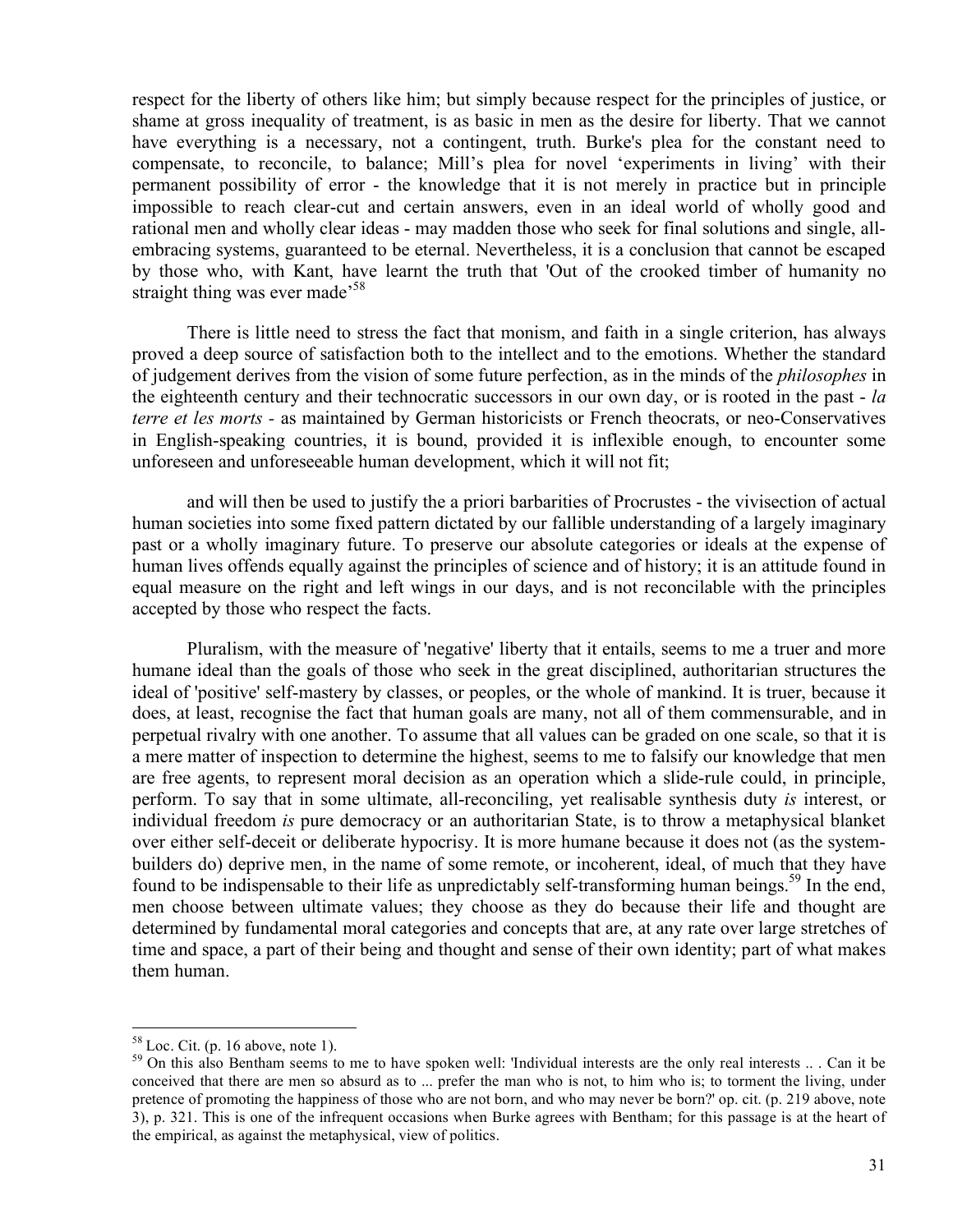respect for the liberty of others like him; but simply because respect for the principles of justice, or shame at gross inequality of treatment, is as basic in men as the desire for liberty. That we cannot have everything is a necessary, not a contingent, truth. Burke's plea for the constant need to compensate, to reconcile, to balance; Mill's plea for novel 'experiments in living' with their permanent possibility of error - the knowledge that it is not merely in practice but in principle impossible to reach clear-cut and certain answers, even in an ideal world of wholly good and rational men and wholly clear ideas - may madden those who seek for final solutions and single, all-embracing systems, guaranteed to be eternal. Nevertheless, it is a conclusion that cannot be escaped by those who, with Kant, have learnt the truth that 'Out of the crooked timber of humanity no straight thing was ever made'[58]

There is little need to stress the fact that monism, and faith in a single criterion, has always proved a deep source of satisfaction both to the intellect and to the emotions. Whether the standard of judgement derives from the vision of some future perfection, as in the minds of the *philosophes* in the eighteenth century and their technocratic successors in our own day, or is rooted in the past - *la terre et les morts* - as maintained by German historicists or French theocrats, or neo-Conservatives in English-speaking countries, it is bound, provided it is inflexible enough, to encounter some unforeseen and unforeseeable human development, which it will not fit;

and will then be used to justify the a priori barbarities of Procrustes - the vivisection of actual human societies into some fixed pattern dictated by our fallible understanding of a largely imaginary past or a wholly imaginary future. To preserve our absolute categories or ideals at the expense of human lives offends equally against the principles of science and of history; it is an attitude found in equal measure on the right and left wings in our days, and is not reconcilable with the principles accepted by those who respect the facts.

Pluralism, with the measure of 'negative' liberty that it entails, seems to me a truer and more humane ideal than the goals of those who seek in the great disciplined, authoritarian structures the ideal of 'positive' self-mastery by classes, or peoples, or the whole of mankind. It is truer, because it does, at least, recognise the fact that human goals are many, not all of them commensurable, and in perpetual rivalry with one another. To assume that all values can be graded on one scale, so that it is a mere matter of inspection to determine the highest, seems to me to falsify our knowledge that men are free agents, to represent moral decision as an operation which a slide-rule could, in principle, perform. To say that in some ultimate, all-reconciling, yet realisable synthesis duty *is* interest, or individual freedom *is* pure democracy or an authoritarian State, is to throw a metaphysical blanket over either self-deceit or deliberate hypocrisy. It is more humane because it does not (as the system-builders do) deprive men, in the name of some remote, or incoherent, ideal, of much that they have found to be indispensable to their life as unpredictably self-transforming human beings.[59] In the end, men choose between ultimate values; they choose as they do because their life and thought are determined by fundamental moral categories and concepts that are, at any rate over large stretches of time and space, a part of their being and thought and sense of their own identity; part of what makes them human.

---

[58] Loc. Cit. (p. 16 above, note 1).

[59] On this also Bentham seems to me to have spoken well: 'Individual interests are the only real interests .. . Can it be conceived that there are men so absurd as to ... prefer the man who is not, to him who is; to torment the living, under pretence of promoting the happiness of those who are not born, and who may never be born?' op. cit. (p. 219 above, note 3), p. 321. This is one of the infrequent occasions when Burke agrees with Bentham; for this passage is at the heart of the empirical, as against the metaphysical, view of politics.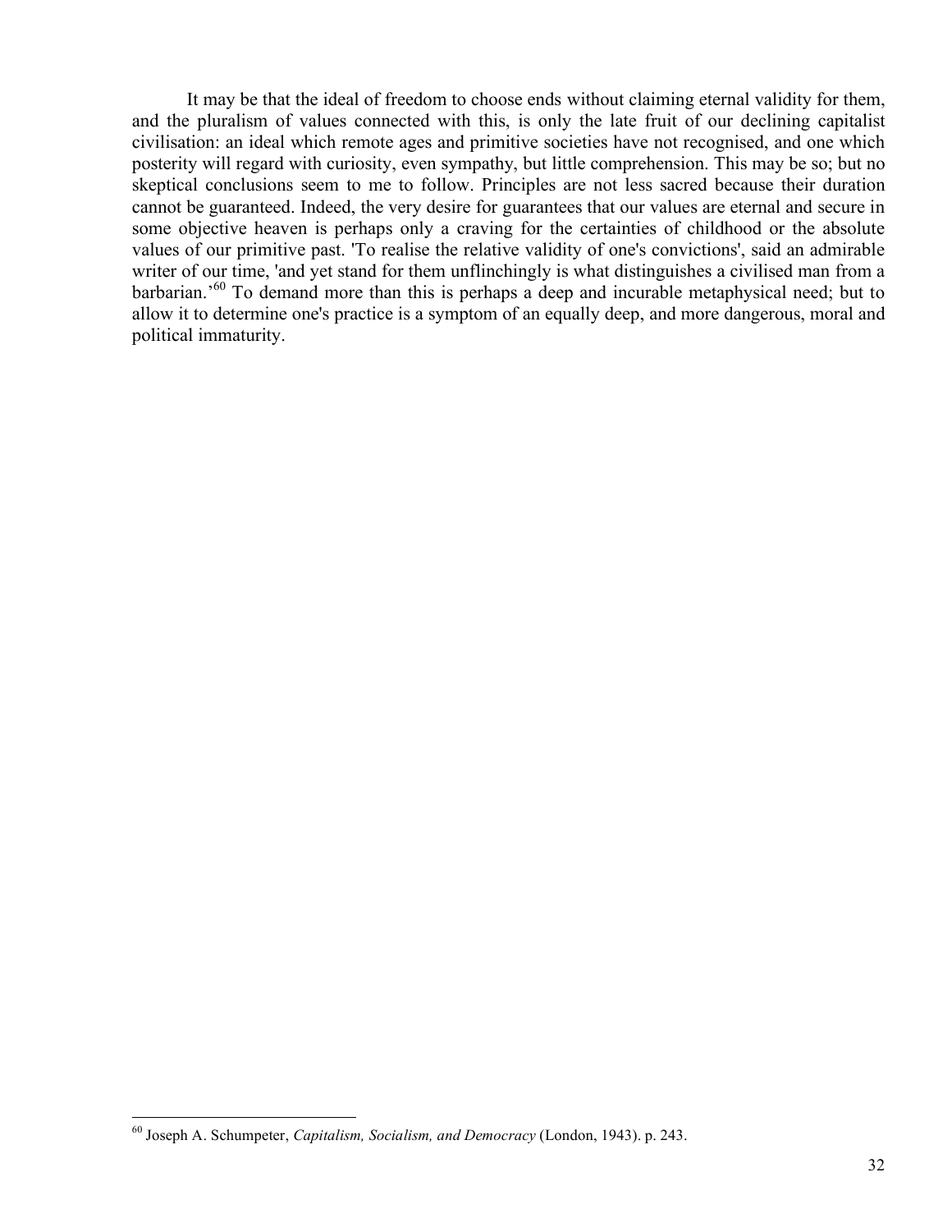It may be that the ideal of freedom to choose ends without claiming eternal validity for them, and the pluralism of values connected with this, is only the late fruit of our declining capitalist civilisation: an ideal which remote ages and primitive societies have not recognised, and one which posterity will regard with curiosity, even sympathy, but little comprehension. This may be so; but no skeptical conclusions seem to me to follow. Principles are not less sacred because their duration cannot be guaranteed. Indeed, the very desire for guarantees that our values are eternal and secure in some objective heaven is perhaps only a craving for the certainties of childhood or the absolute values of our primitive past. 'To realise the relative validity of one's convictions', said an admirable writer of our time, 'and yet stand for them unflinchingly is what distinguishes a civilised man from a barbarian.'[60] To demand more than this is perhaps a deep and incurable metaphysical need; but to allow it to determine one's practice is a symptom of an equally deep, and more dangerous, moral and political immaturity.

---

[60] Joseph A. Schumpeter, *Capitalism, Socialism, and Democracy* (London, 1943). p. 243.